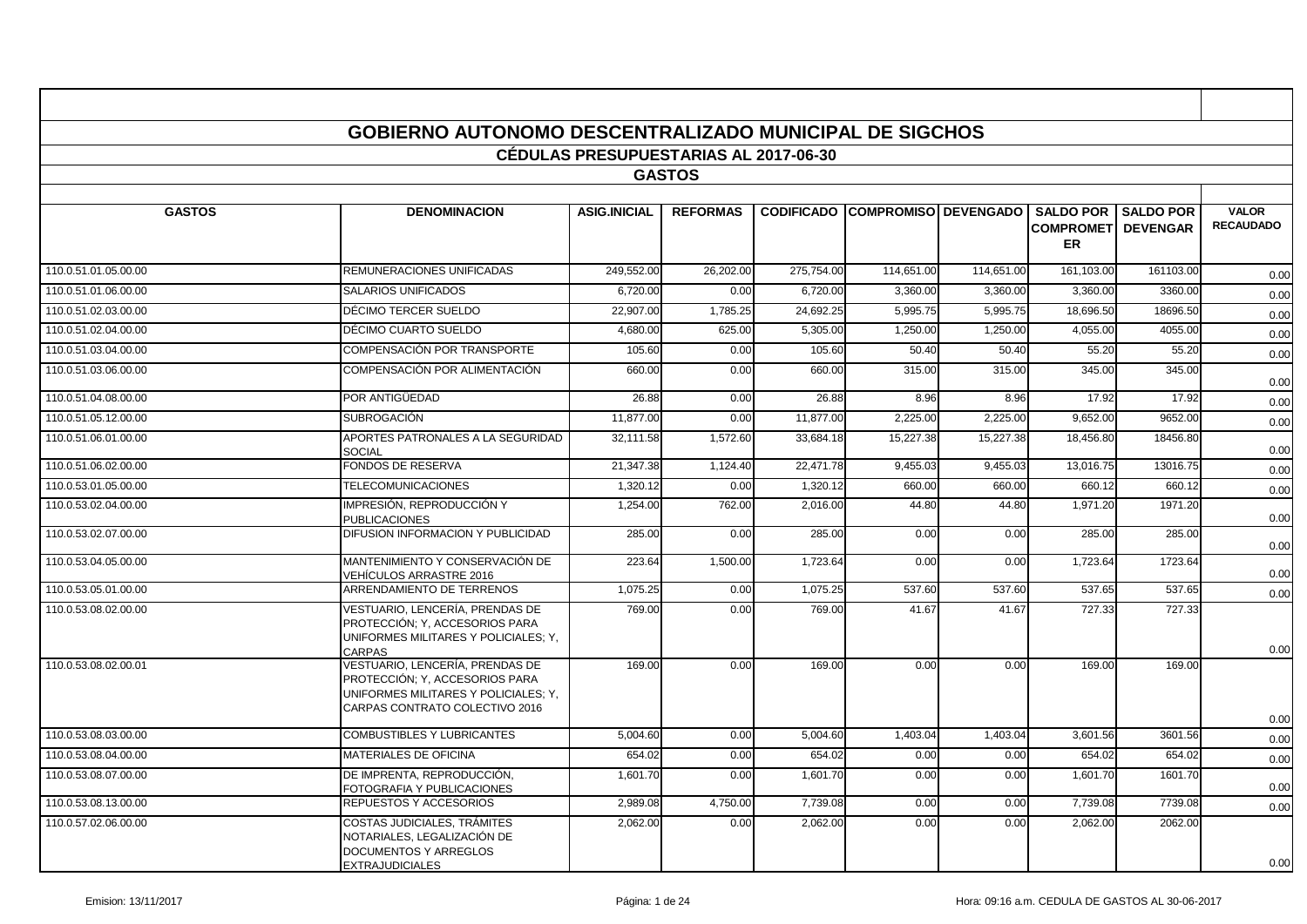# GOBIERNO AUTONOMO DESCENTRALIZADO MUNICIPAL DE SIGCHOS

## CÉDULAS PRESUPUESTARIAS AL 2017-06-30

### GASTOS

| GASTOS | DENOMINACION | ASIG.INICIAL | REFORMAS | CODIFICADO | COMPROMISO | DEVENGADO | SALDO POR COMPROMETER | SALDO POR DEVENGAR | VALOR RECAUDADO |
|---|---|---|---|---|---|---|---|---|---|
| 110.0.51.01.05.00.00 | REMUNERACIONES UNIFICADAS | 249,552.00 | 26,202.00 | 275,754.00 | 114,651.00 | 114,651.00 | 161,103.00 | 161103.00 | 0.00 |
| 110.0.51.01.06.00.00 | SALARIOS UNIFICADOS | 6,720.00 | 0.00 | 6,720.00 | 3,360.00 | 3,360.00 | 3,360.00 | 3360.00 | 0.00 |
| 110.0.51.02.03.00.00 | DÉCIMO TERCER SUELDO | 22,907.00 | 1,785.25 | 24,692.25 | 5,995.75 | 5,995.75 | 18,696.50 | 18696.50 | 0.00 |
| 110.0.51.02.04.00.00 | DÉCIMO CUARTO SUELDO | 4,680.00 | 625.00 | 5,305.00 | 1,250.00 | 1,250.00 | 4,055.00 | 4055.00 | 0.00 |
| 110.0.51.03.04.00.00 | COMPENSACIÓN POR TRANSPORTE | 105.60 | 0.00 | 105.60 | 50.40 | 50.40 | 55.20 | 55.20 | 0.00 |
| 110.0.51.03.06.00.00 | COMPENSACIÓN POR ALIMENTACIÓN | 660.00 | 0.00 | 660.00 | 315.00 | 315.00 | 345.00 | 345.00 | 0.00 |
| 110.0.51.04.08.00.00 | POR ANTIGÜEDAD | 26.88 | 0.00 | 26.88 | 8.96 | 8.96 | 17.92 | 17.92 | 0.00 |
| 110.0.51.05.12.00.00 | SUBROGACIÓN | 11,877.00 | 0.00 | 11,877.00 | 2,225.00 | 2,225.00 | 9,652.00 | 9652.00 | 0.00 |
| 110.0.51.06.01.00.00 | APORTES PATRONALES A LA SEGURIDAD SOCIAL | 32,111.58 | 1,572.60 | 33,684.18 | 15,227.38 | 15,227.38 | 18,456.80 | 18456.80 | 0.00 |
| 110.0.51.06.02.00.00 | FONDOS DE RESERVA | 21,347.38 | 1,124.40 | 22,471.78 | 9,455.03 | 9,455.03 | 13,016.75 | 13016.75 | 0.00 |
| 110.0.53.01.05.00.00 | TELECOMUNICACIONES | 1,320.12 | 0.00 | 1,320.12 | 660.00 | 660.00 | 660.12 | 660.12 | 0.00 |
| 110.0.53.02.04.00.00 | IMPRESIÓN, REPRODUCCIÓN Y PUBLICACIONES | 1,254.00 | 762.00 | 2,016.00 | 44.80 | 44.80 | 1,971.20 | 1971.20 | 0.00 |
| 110.0.53.02.07.00.00 | DIFUSION INFORMACION Y PUBLICIDAD | 285.00 | 0.00 | 285.00 | 0.00 | 0.00 | 285.00 | 285.00 | 0.00 |
| 110.0.53.04.05.00.00 | MANTENIMIENTO Y CONSERVACIÓN DE VEHÍCULOS ARRASTRE 2016 | 223.64 | 1,500.00 | 1,723.64 | 0.00 | 0.00 | 1,723.64 | 1723.64 | 0.00 |
| 110.0.53.05.01.00.00 | ARRENDAMIENTO DE TERRENOS | 1,075.25 | 0.00 | 1,075.25 | 537.60 | 537.60 | 537.65 | 537.65 | 0.00 |
| 110.0.53.08.02.00.00 | VESTUARIO, LENCERÍA, PRENDAS DE PROTECCIÓN; Y, ACCESORIOS PARA UNIFORMES MILITARES Y POLICIALES; Y, CARPAS | 769.00 | 0.00 | 769.00 | 41.67 | 41.67 | 727.33 | 727.33 | 0.00 |
| 110.0.53.08.02.00.01 | VESTUARIO, LENCERÍA, PRENDAS DE PROTECCIÓN; Y, ACCESORIOS PARA UNIFORMES MILITARES Y POLICIALES; Y, CARPAS CONTRATO COLECTIVO 2016 | 169.00 | 0.00 | 169.00 | 0.00 | 0.00 | 169.00 | 169.00 | 0.00 |
| 110.0.53.08.03.00.00 | COMBUSTIBLES Y LUBRICANTES | 5,004.60 | 0.00 | 5,004.60 | 1,403.04 | 1,403.04 | 3,601.56 | 3601.56 | 0.00 |
| 110.0.53.08.04.00.00 | MATERIALES DE OFICINA | 654.02 | 0.00 | 654.02 | 0.00 | 0.00 | 654.02 | 654.02 | 0.00 |
| 110.0.53.08.07.00.00 | DE IMPRENTA, REPRODUCCIÓN, FOTOGRAFIA Y PUBLICACIONES | 1,601.70 | 0.00 | 1,601.70 | 0.00 | 0.00 | 1,601.70 | 1601.70 | 0.00 |
| 110.0.53.08.13.00.00 | REPUESTOS Y ACCESORIOS | 2,989.08 | 4,750.00 | 7,739.08 | 0.00 | 0.00 | 7,739.08 | 7739.08 | 0.00 |
| 110.0.57.02.06.00.00 | COSTAS JUDICIALES, TRÁMITES NOTARIALES, LEGALIZACIÓN DE DOCUMENTOS Y ARREGLOS EXTRAJUDICIALES | 2,062.00 | 0.00 | 2,062.00 | 0.00 | 0.00 | 2,062.00 | 2062.00 | 0.00 |

Emision: 13/11/2017 — Hora: 09:16 a.m. CEDULA DE GASTOS AL 30-06-2017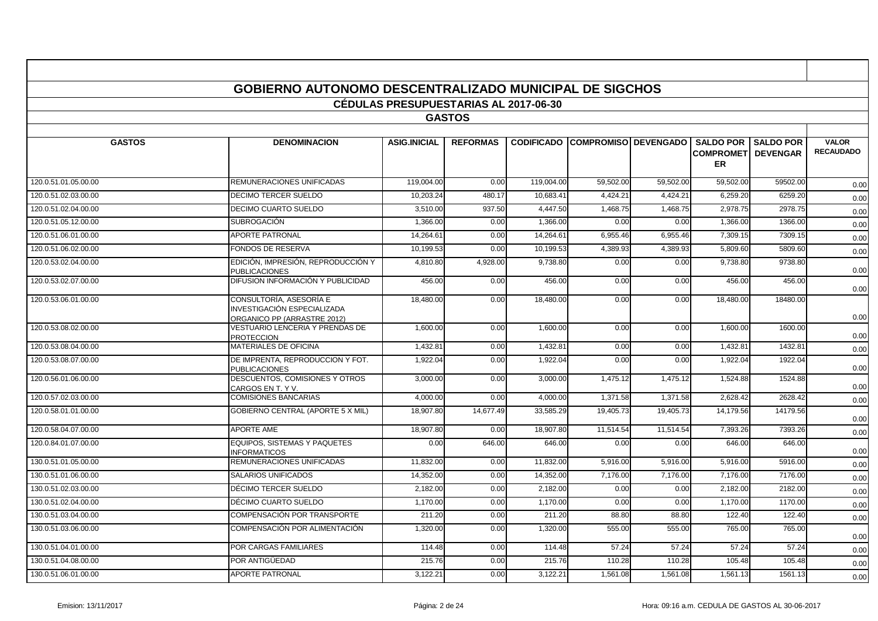# GOBIERNO AUTONOMO DESCENTRALIZADO MUNICIPAL DE SIGCHOS

## CÉDULAS PRESUPUESTARIAS AL 2017-06-30

### GASTOS

| GASTOS | DENOMINACION | ASIG.INICIAL | REFORMAS | CODIFICADO | COMPROMISO | DEVENGADO | SALDO POR COMPROMETER | SALDO POR DEVENGAR | VALOR RECAUDADO |
|---|---|---|---|---|---|---|---|---|---|
| 120.0.51.01.05.00.00 | REMUNERACIONES UNIFICADAS | 119,004.00 | 0.00 | 119,004.00 | 59,502.00 | 59,502.00 | 59,502.00 | 59502.00 | 0.00 |
| 120.0.51.02.03.00.00 | DECIMO TERCER SUELDO | 10,203.24 | 480.17 | 10,683.41 | 4,424.21 | 4,424.21 | 6,259.20 | 6259.20 | 0.00 |
| 120.0.51.02.04.00.00 | DECIMO CUARTO SUELDO | 3,510.00 | 937.50 | 4,447.50 | 1,468.75 | 1,468.75 | 2,978.75 | 2978.75 | 0.00 |
| 120.0.51.05.12.00.00 | SUBROGACIÓN | 1,366.00 | 0.00 | 1,366.00 | 0.00 | 0.00 | 1,366.00 | 1366.00 | 0.00 |
| 120.0.51.06.01.00.00 | APORTE PATRONAL | 14,264.61 | 0.00 | 14,264.61 | 6,955.46 | 6,955.46 | 7,309.15 | 7309.15 | 0.00 |
| 120.0.51.06.02.00.00 | FONDOS DE RESERVA | 10,199.53 | 0.00 | 10,199.53 | 4,389.93 | 4,389.93 | 5,809.60 | 5809.60 | 0.00 |
| 120.0.53.02.04.00.00 | EDICIÓN, IMPRESIÓN, REPRODUCCIÓN Y PUBLICACIONES | 4,810.80 | 4,928.00 | 9,738.80 | 0.00 | 0.00 | 9,738.80 | 9738.80 | 0.00 |
| 120.0.53.02.07.00.00 | DIFUSION INFORMACIÓN Y PUBLICIDAD | 456.00 | 0.00 | 456.00 | 0.00 | 0.00 | 456.00 | 456.00 | 0.00 |
| 120.0.53.06.01.00.00 | CONSULTORÍA, ASESORÍA E INVESTIGACIÓN ESPECIALIZADA ORGANICO PP (ARRASTRE 2012) | 18,480.00 | 0.00 | 18,480.00 | 0.00 | 0.00 | 18,480.00 | 18480.00 | 0.00 |
| 120.0.53.08.02.00.00 | VESTUARIO LENCERIA Y PRENDAS DE PROTECCION | 1,600.00 | 0.00 | 1,600.00 | 0.00 | 0.00 | 1,600.00 | 1600.00 | 0.00 |
| 120.0.53.08.04.00.00 | MATERIALES DE OFICINA | 1,432.81 | 0.00 | 1,432.81 | 0.00 | 0.00 | 1,432.81 | 1432.81 | 0.00 |
| 120.0.53.08.07.00.00 | DE IMPRENTA, REPRODUCCION Y FOT. PUBLICACIONES | 1,922.04 | 0.00 | 1,922.04 | 0.00 | 0.00 | 1,922.04 | 1922.04 | 0.00 |
| 120.0.56.01.06.00.00 | DESCUENTOS, COMISIONES Y OTROS CARGOS EN T. Y V. | 3,000.00 | 0.00 | 3,000.00 | 1,475.12 | 1,475.12 | 1,524.88 | 1524.88 | 0.00 |
| 120.0.57.02.03.00.00 | COMISIONES BANCARIAS | 4,000.00 | 0.00 | 4,000.00 | 1,371.58 | 1,371.58 | 2,628.42 | 2628.42 | 0.00 |
| 120.0.58.01.01.00.00 | GOBIERNO CENTRAL (APORTE 5 X MIL) | 18,907.80 | 14,677.49 | 33,585.29 | 19,405.73 | 19,405.73 | 14,179.56 | 14179.56 | 0.00 |
| 120.0.58.04.07.00.00 | APORTE AME | 18,907.80 | 0.00 | 18,907.80 | 11,514.54 | 11,514.54 | 7,393.26 | 7393.26 | 0.00 |
| 120.0.84.01.07.00.00 | EQUIPOS, SISTEMAS Y PAQUETES INFORMATICOS | 0.00 | 646.00 | 646.00 | 0.00 | 0.00 | 646.00 | 646.00 | 0.00 |
| 130.0.51.01.05.00.00 | REMUNERACIONES UNIFICADAS | 11,832.00 | 0.00 | 11,832.00 | 5,916.00 | 5,916.00 | 5,916.00 | 5916.00 | 0.00 |
| 130.0.51.01.06.00.00 | SALARIOS UNIFICADOS | 14,352.00 | 0.00 | 14,352.00 | 7,176.00 | 7,176.00 | 7,176.00 | 7176.00 | 0.00 |
| 130.0.51.02.03.00.00 | DÉCIMO TERCER SUELDO | 2,182.00 | 0.00 | 2,182.00 | 0.00 | 0.00 | 2,182.00 | 2182.00 | 0.00 |
| 130.0.51.02.04.00.00 | DÉCIMO CUARTO SUELDO | 1,170.00 | 0.00 | 1,170.00 | 0.00 | 0.00 | 1,170.00 | 1170.00 | 0.00 |
| 130.0.51.03.04.00.00 | COMPENSACIÓN POR TRANSPORTE | 211.20 | 0.00 | 211.20 | 88.80 | 88.80 | 122.40 | 122.40 | 0.00 |
| 130.0.51.03.06.00.00 | COMPENSACIÓN POR ALIMENTACIÓN | 1,320.00 | 0.00 | 1,320.00 | 555.00 | 555.00 | 765.00 | 765.00 | 0.00 |
| 130.0.51.04.01.00.00 | POR CARGAS FAMILIARES | 114.48 | 0.00 | 114.48 | 57.24 | 57.24 | 57.24 | 57.24 | 0.00 |
| 130.0.51.04.08.00.00 | POR ANTIGÜEDAD | 215.76 | 0.00 | 215.76 | 110.28 | 110.28 | 105.48 | 105.48 | 0.00 |
| 130.0.51.06.01.00.00 | APORTE PATRONAL | 3,122.21 | 0.00 | 3,122.21 | 1,561.08 | 1,561.08 | 1,561.13 | 1561.13 | 0.00 |

Emision: 13/11/2017 Hora: 09:16 a.m. CEDULA DE GASTOS AL 30-06-2017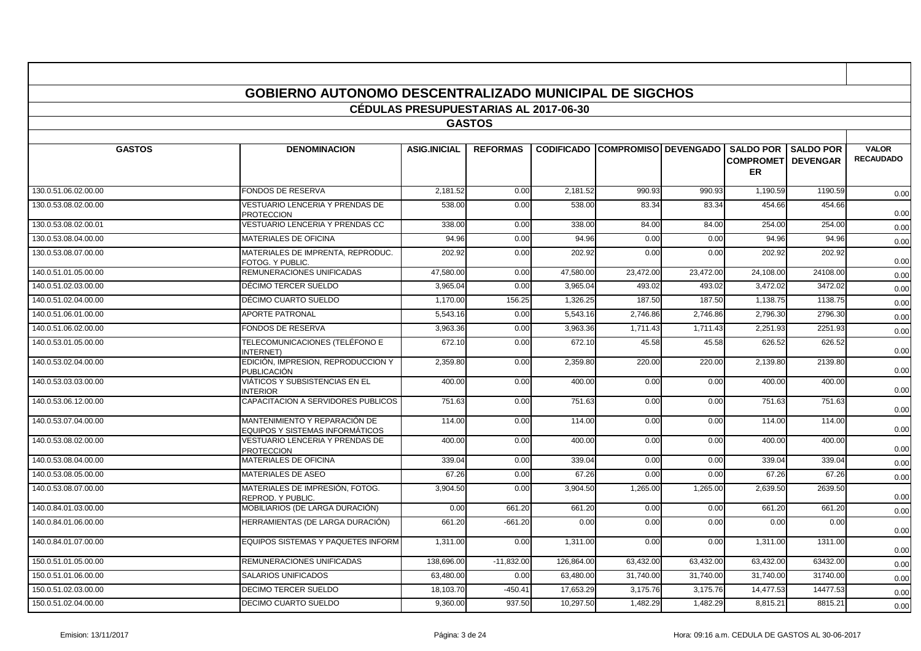# GOBIERNO AUTONOMO DESCENTRALIZADO MUNICIPAL DE SIGCHOS

## CÉDULAS PRESUPUESTARIAS AL 2017-06-30

### GASTOS

| GASTOS | DENOMINACION | ASIG.INICIAL | REFORMAS | CODIFICADO | COMPROMISO | DEVENGADO | SALDO POR COMPROMETER | SALDO POR DEVENGAR | VALOR RECAUDADO |
|---|---|---|---|---|---|---|---|---|---|
| 130.0.51.06.02.00.00 | FONDOS DE RESERVA | 2,181.52 | 0.00 | 2,181.52 | 990.93 | 990.93 | 1,190.59 | 1190.59 | 0.00 |
| 130.0.53.08.02.00.00 | VESTUARIO LENCERIA Y PRENDAS DE PROTECCION | 538.00 | 0.00 | 538.00 | 83.34 | 83.34 | 454.66 | 454.66 | 0.00 |
| 130.0.53.08.02.00.01 | VESTUARIO LENCERIA Y PRENDAS CC | 338.00 | 0.00 | 338.00 | 84.00 | 84.00 | 254.00 | 254.00 | 0.00 |
| 130.0.53.08.04.00.00 | MATERIALES DE OFICINA | 94.96 | 0.00 | 94.96 | 0.00 | 0.00 | 94.96 | 94.96 | 0.00 |
| 130.0.53.08.07.00.00 | MATERIALES DE IMPRENTA, REPRODUC. FOTOG. Y PUBLIC. | 202.92 | 0.00 | 202.92 | 0.00 | 0.00 | 202.92 | 202.92 | 0.00 |
| 140.0.51.01.05.00.00 | REMUNERACIONES UNIFICADAS | 47,580.00 | 0.00 | 47,580.00 | 23,472.00 | 23,472.00 | 24,108.00 | 24108.00 | 0.00 |
| 140.0.51.02.03.00.00 | DÉCIMO TERCER SUELDO | 3,965.04 | 0.00 | 3,965.04 | 493.02 | 493.02 | 3,472.02 | 3472.02 | 0.00 |
| 140.0.51.02.04.00.00 | DÉCIMO CUARTO SUELDO | 1,170.00 | 156.25 | 1,326.25 | 187.50 | 187.50 | 1,138.75 | 1138.75 | 0.00 |
| 140.0.51.06.01.00.00 | APORTE PATRONAL | 5,543.16 | 0.00 | 5,543.16 | 2,746.86 | 2,746.86 | 2,796.30 | 2796.30 | 0.00 |
| 140.0.51.06.02.00.00 | FONDOS DE RESERVA | 3,963.36 | 0.00 | 3,963.36 | 1,711.43 | 1,711.43 | 2,251.93 | 2251.93 | 0.00 |
| 140.0.53.01.05.00.00 | TELECOMUNICACIONES (TELÉFONO E INTERNET) | 672.10 | 0.00 | 672.10 | 45.58 | 45.58 | 626.52 | 626.52 | 0.00 |
| 140.0.53.02.04.00.00 | EDICIÓN, IMPRESION, REPRODUCCION Y PUBLICACIÓN | 2,359.80 | 0.00 | 2,359.80 | 220.00 | 220.00 | 2,139.80 | 2139.80 | 0.00 |
| 140.0.53.03.03.00.00 | VIÁTICOS Y SUBSISTENCIAS EN EL INTERIOR | 400.00 | 0.00 | 400.00 | 0.00 | 0.00 | 400.00 | 400.00 | 0.00 |
| 140.0.53.06.12.00.00 | CAPACITACION A SERVIDORES PUBLICOS | 751.63 | 0.00 | 751.63 | 0.00 | 0.00 | 751.63 | 751.63 | 0.00 |
| 140.0.53.07.04.00.00 | MANTENIMIENTO Y REPARACIÓN DE EQUIPOS Y SISTEMAS INFORMÁTICOS | 114.00 | 0.00 | 114.00 | 0.00 | 0.00 | 114.00 | 114.00 | 0.00 |
| 140.0.53.08.02.00.00 | VESTUARIO LENCERIA Y PRENDAS DE PROTECCION | 400.00 | 0.00 | 400.00 | 0.00 | 0.00 | 400.00 | 400.00 | 0.00 |
| 140.0.53.08.04.00.00 | MATERIALES DE OFICINA | 339.04 | 0.00 | 339.04 | 0.00 | 0.00 | 339.04 | 339.04 | 0.00 |
| 140.0.53.08.05.00.00 | MATERIALES DE ASEO | 67.26 | 0.00 | 67.26 | 0.00 | 0.00 | 67.26 | 67.26 | 0.00 |
| 140.0.53.08.07.00.00 | MATERIALES DE IMPRESIÓN, FOTOG. REPROD. Y PUBLIC. | 3,904.50 | 0.00 | 3,904.50 | 1,265.00 | 1,265.00 | 2,639.50 | 2639.50 | 0.00 |
| 140.0.84.01.03.00.00 | MOBILIARIOS (DE LARGA DURACIÓN) | 0.00 | 661.20 | 661.20 | 0.00 | 0.00 | 661.20 | 661.20 | 0.00 |
| 140.0.84.01.06.00.00 | HERRAMIENTAS (DE LARGA DURACIÓN) | 661.20 | -661.20 | 0.00 | 0.00 | 0.00 | 0.00 | 0.00 | 0.00 |
| 140.0.84.01.07.00.00 | EQUIPOS SISTEMAS Y PAQUETES INFORM | 1,311.00 | 0.00 | 1,311.00 | 0.00 | 0.00 | 1,311.00 | 1311.00 | 0.00 |
| 150.0.51.01.05.00.00 | REMUNERACIONES UNIFICADAS | 138,696.00 | -11,832.00 | 126,864.00 | 63,432.00 | 63,432.00 | 63,432.00 | 63432.00 | 0.00 |
| 150.0.51.01.06.00.00 | SALARIOS UNIFICADOS | 63,480.00 | 0.00 | 63,480.00 | 31,740.00 | 31,740.00 | 31,740.00 | 31740.00 | 0.00 |
| 150.0.51.02.03.00.00 | DECIMO TERCER SUELDO | 18,103.70 | -450.41 | 17,653.29 | 3,175.76 | 3,175.76 | 14,477.53 | 14477.53 | 0.00 |
| 150.0.51.02.04.00.00 | DECIMO CUARTO SUELDO | 9,360.00 | 937.50 | 10,297.50 | 1,482.29 | 1,482.29 | 8,815.21 | 8815.21 | 0.00 |

Emision: 13/11/2017 Hora: 09:16 a.m. CEDULA DE GASTOS AL 30-06-2017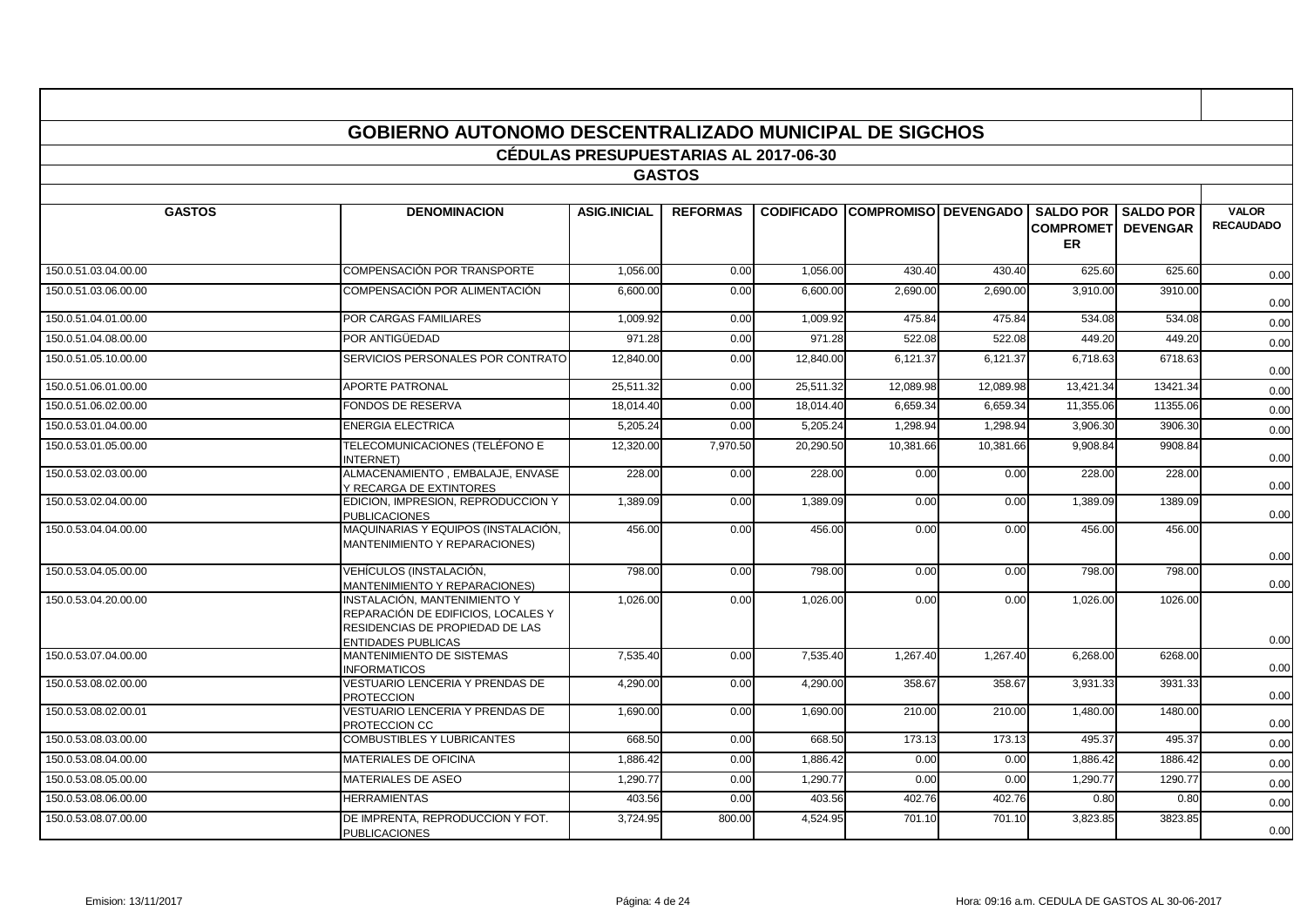# GOBIERNO AUTONOMO DESCENTRALIZADO MUNICIPAL DE SIGCHOS

## CÉDULAS PRESUPUESTARIAS AL 2017-06-30

### GASTOS

| GASTOS | DENOMINACION | ASIG.INICIAL | REFORMAS | CODIFICADO | COMPROMISO | DEVENGADO | SALDO POR COMPROMETER | SALDO POR DEVENGAR | VALOR RECAUDADO |
|---|---|---|---|---|---|---|---|---|---|
| 150.0.51.03.04.00.00 | COMPENSACIÓN POR TRANSPORTE | 1,056.00 | 0.00 | 1,056.00 | 430.40 | 430.40 | 625.60 | 625.60 | 0.00 |
| 150.0.51.03.06.00.00 | COMPENSACIÓN POR ALIMENTACIÓN | 6,600.00 | 0.00 | 6,600.00 | 2,690.00 | 2,690.00 | 3,910.00 | 3910.00 | 0.00 |
| 150.0.51.04.01.00.00 | POR CARGAS FAMILIARES | 1,009.92 | 0.00 | 1,009.92 | 475.84 | 475.84 | 534.08 | 534.08 | 0.00 |
| 150.0.51.04.08.00.00 | POR ANTIGÜEDAD | 971.28 | 0.00 | 971.28 | 522.08 | 522.08 | 449.20 | 449.20 | 0.00 |
| 150.0.51.05.10.00.00 | SERVICIOS PERSONALES POR CONTRATO | 12,840.00 | 0.00 | 12,840.00 | 6,121.37 | 6,121.37 | 6,718.63 | 6718.63 | 0.00 |
| 150.0.51.06.01.00.00 | APORTE PATRONAL | 25,511.32 | 0.00 | 25,511.32 | 12,089.98 | 12,089.98 | 13,421.34 | 13421.34 | 0.00 |
| 150.0.51.06.02.00.00 | FONDOS DE RESERVA | 18,014.40 | 0.00 | 18,014.40 | 6,659.34 | 6,659.34 | 11,355.06 | 11355.06 | 0.00 |
| 150.0.53.01.04.00.00 | ENERGIA ELECTRICA | 5,205.24 | 0.00 | 5,205.24 | 1,298.94 | 1,298.94 | 3,906.30 | 3906.30 | 0.00 |
| 150.0.53.01.05.00.00 | TELECOMUNICACIONES (TELÉFONO E INTERNET) | 12,320.00 | 7,970.50 | 20,290.50 | 10,381.66 | 10,381.66 | 9,908.84 | 9908.84 | 0.00 |
| 150.0.53.02.03.00.00 | ALMACENAMIENTO , EMBALAJE, ENVASE Y RECARGA DE EXTINTORES | 228.00 | 0.00 | 228.00 | 0.00 | 0.00 | 228.00 | 228.00 | 0.00 |
| 150.0.53.02.04.00.00 | EDICION, IMPRESION, REPRODUCCION Y PUBLICACIONES | 1,389.09 | 0.00 | 1,389.09 | 0.00 | 0.00 | 1,389.09 | 1389.09 | 0.00 |
| 150.0.53.04.04.00.00 | MAQUINARIAS Y EQUIPOS (INSTALACIÓN, MANTENIMIENTO Y REPARACIONES) | 456.00 | 0.00 | 456.00 | 0.00 | 0.00 | 456.00 | 456.00 | 0.00 |
| 150.0.53.04.05.00.00 | VEHÍCULOS (INSTALACIÓN, MANTENIMIENTO Y REPARACIONES) | 798.00 | 0.00 | 798.00 | 0.00 | 0.00 | 798.00 | 798.00 | 0.00 |
| 150.0.53.04.20.00.00 | INSTALACIÓN, MANTENIMIENTO Y REPARACIÓN DE EDIFICIOS, LOCALES Y RESIDENCIAS DE PROPIEDAD DE LAS ENTIDADES PUBLICAS | 1,026.00 | 0.00 | 1,026.00 | 0.00 | 0.00 | 1,026.00 | 1026.00 | 0.00 |
| 150.0.53.07.04.00.00 | MANTENIMIENTO DE SISTEMAS INFORMATICOS | 7,535.40 | 0.00 | 7,535.40 | 1,267.40 | 1,267.40 | 6,268.00 | 6268.00 | 0.00 |
| 150.0.53.08.02.00.00 | VESTUARIO LENCERIA Y PRENDAS DE PROTECCION | 4,290.00 | 0.00 | 4,290.00 | 358.67 | 358.67 | 3,931.33 | 3931.33 | 0.00 |
| 150.0.53.08.02.00.01 | VESTUARIO LENCERIA Y PRENDAS DE PROTECCION CC | 1,690.00 | 0.00 | 1,690.00 | 210.00 | 210.00 | 1,480.00 | 1480.00 | 0.00 |
| 150.0.53.08.03.00.00 | COMBUSTIBLES Y LUBRICANTES | 668.50 | 0.00 | 668.50 | 173.13 | 173.13 | 495.37 | 495.37 | 0.00 |
| 150.0.53.08.04.00.00 | MATERIALES DE OFICINA | 1,886.42 | 0.00 | 1,886.42 | 0.00 | 0.00 | 1,886.42 | 1886.42 | 0.00 |
| 150.0.53.08.05.00.00 | MATERIALES DE ASEO | 1,290.77 | 0.00 | 1,290.77 | 0.00 | 0.00 | 1,290.77 | 1290.77 | 0.00 |
| 150.0.53.08.06.00.00 | HERRAMIENTAS | 403.56 | 0.00 | 403.56 | 402.76 | 402.76 | 0.80 | 0.80 | 0.00 |
| 150.0.53.08.07.00.00 | DE IMPRENTA, REPRODUCCION Y FOT. PUBLICACIONES | 3,724.95 | 800.00 | 4,524.95 | 701.10 | 701.10 | 3,823.85 | 3823.85 | 0.00 |

Emision: 13/11/2017 — Hora: 09:16 a.m. CEDULA DE GASTOS AL 30-06-2017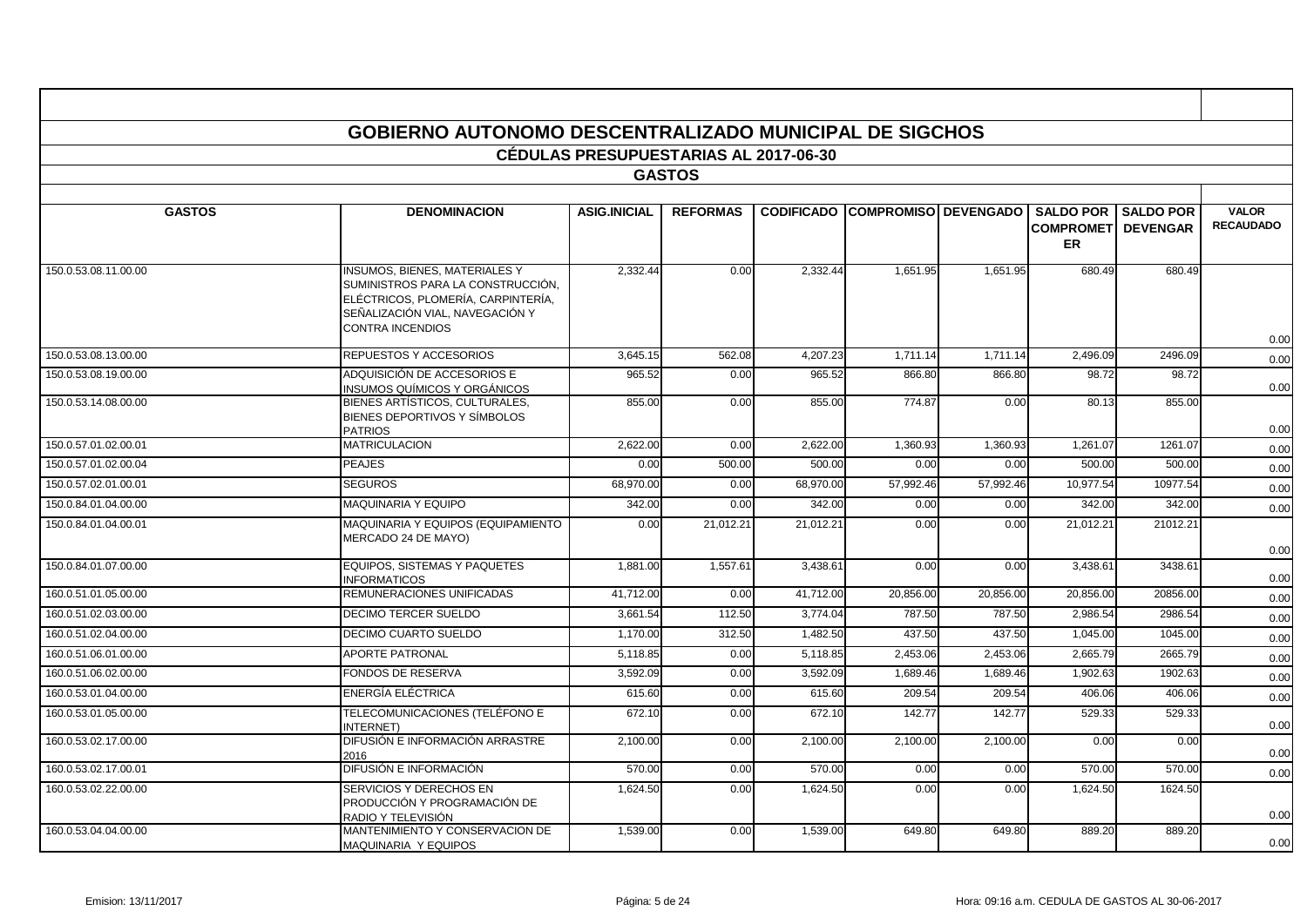# GOBIERNO AUTONOMO DESCENTRALIZADO MUNICIPAL DE SIGCHOS

## CÉDULAS PRESUPUESTARIAS AL 2017-06-30

### GASTOS

| GASTOS | DENOMINACION | ASIG.INICIAL | REFORMAS | CODIFICADO | COMPROMISO | DEVENGADO | SALDO POR COMPROMETER | SALDO POR DEVENGAR | VALOR RECAUDADO |
|---|---|---|---|---|---|---|---|---|---|
| 150.0.53.08.11.00.00 | INSUMOS, BIENES, MATERIALES Y SUMINISTROS PARA LA CONSTRUCCIÓN, ELÉCTRICOS, PLOMERÍA, CARPINTERÍA, SEÑALIZACIÓN VIAL, NAVEGACIÓN Y CONTRA INCENDIOS | 2,332.44 | 0.00 | 2,332.44 | 1,651.95 | 1,651.95 | 680.49 | 680.49 | 0.00 |
| 150.0.53.08.13.00.00 | REPUESTOS Y ACCESORIOS | 3,645.15 | 562.08 | 4,207.23 | 1,711.14 | 1,711.14 | 2,496.09 | 2496.09 | 0.00 |
| 150.0.53.08.19.00.00 | ADQUISICIÓN DE ACCESORIOS E INSUMOS QUÍMICOS Y ORGÁNICOS | 965.52 | 0.00 | 965.52 | 866.80 | 866.80 | 98.72 | 98.72 | 0.00 |
| 150.0.53.14.08.00.00 | BIENES ARTÍSTICOS, CULTURALES, BIENES DEPORTIVOS Y SÍMBOLOS PATRIOS | 855.00 | 0.00 | 855.00 | 774.87 | 0.00 | 80.13 | 855.00 | 0.00 |
| 150.0.57.01.02.00.01 | MATRICULACION | 2,622.00 | 0.00 | 2,622.00 | 1,360.93 | 1,360.93 | 1,261.07 | 1261.07 | 0.00 |
| 150.0.57.01.02.00.04 | PEAJES | 0.00 | 500.00 | 500.00 | 0.00 | 0.00 | 500.00 | 500.00 | 0.00 |
| 150.0.57.02.01.00.01 | SEGUROS | 68,970.00 | 0.00 | 68,970.00 | 57,992.46 | 57,992.46 | 10,977.54 | 10977.54 | 0.00 |
| 150.0.84.01.04.00.00 | MAQUINARIA Y EQUIPO | 342.00 | 0.00 | 342.00 | 0.00 | 0.00 | 342.00 | 342.00 | 0.00 |
| 150.0.84.01.04.00.01 | MAQUINARIA Y EQUIPOS (EQUIPAMIENTO MERCADO 24 DE MAYO) | 0.00 | 21,012.21 | 21,012.21 | 0.00 | 0.00 | 21,012.21 | 21012.21 | 0.00 |
| 150.0.84.01.07.00.00 | EQUIPOS, SISTEMAS Y PAQUETES INFORMATICOS | 1,881.00 | 1,557.61 | 3,438.61 | 0.00 | 0.00 | 3,438.61 | 3438.61 | 0.00 |
| 160.0.51.01.05.00.00 | REMUNERACIONES UNIFICADAS | 41,712.00 | 0.00 | 41,712.00 | 20,856.00 | 20,856.00 | 20,856.00 | 20856.00 | 0.00 |
| 160.0.51.02.03.00.00 | DECIMO TERCER SUELDO | 3,661.54 | 112.50 | 3,774.04 | 787.50 | 787.50 | 2,986.54 | 2986.54 | 0.00 |
| 160.0.51.02.04.00.00 | DECIMO CUARTO SUELDO | 1,170.00 | 312.50 | 1,482.50 | 437.50 | 437.50 | 1,045.00 | 1045.00 | 0.00 |
| 160.0.51.06.01.00.00 | APORTE PATRONAL | 5,118.85 | 0.00 | 5,118.85 | 2,453.06 | 2,453.06 | 2,665.79 | 2665.79 | 0.00 |
| 160.0.51.06.02.00.00 | FONDOS DE RESERVA | 3,592.09 | 0.00 | 3,592.09 | 1,689.46 | 1,689.46 | 1,902.63 | 1902.63 | 0.00 |
| 160.0.53.01.04.00.00 | ENERGÍA ELÉCTRICA | 615.60 | 0.00 | 615.60 | 209.54 | 209.54 | 406.06 | 406.06 | 0.00 |
| 160.0.53.01.05.00.00 | TELECOMUNICACIONES (TELÉFONO E INTERNET) | 672.10 | 0.00 | 672.10 | 142.77 | 142.77 | 529.33 | 529.33 | 0.00 |
| 160.0.53.02.17.00.00 | DIFUSIÓN E INFORMACIÓN ARRASTRE 2016 | 2,100.00 | 0.00 | 2,100.00 | 2,100.00 | 2,100.00 | 0.00 | 0.00 | 0.00 |
| 160.0.53.02.17.00.01 | DIFUSIÓN E INFORMACIÓN | 570.00 | 0.00 | 570.00 | 0.00 | 0.00 | 570.00 | 570.00 | 0.00 |
| 160.0.53.02.22.00.00 | SERVICIOS Y DERECHOS EN PRODUCCIÓN Y PROGRAMACIÓN DE RADIO Y TELEVISIÓN | 1,624.50 | 0.00 | 1,624.50 | 0.00 | 0.00 | 1,624.50 | 1624.50 | 0.00 |
| 160.0.53.04.04.00.00 | MANTENIMIENTO Y CONSERVACION DE MAQUINARIA Y EQUIPOS | 1,539.00 | 0.00 | 1,539.00 | 649.80 | 649.80 | 889.20 | 889.20 | 0.00 |

Emision: 13/11/2017 Hora: 09:16 a.m. CEDULA DE GASTOS AL 30-06-2017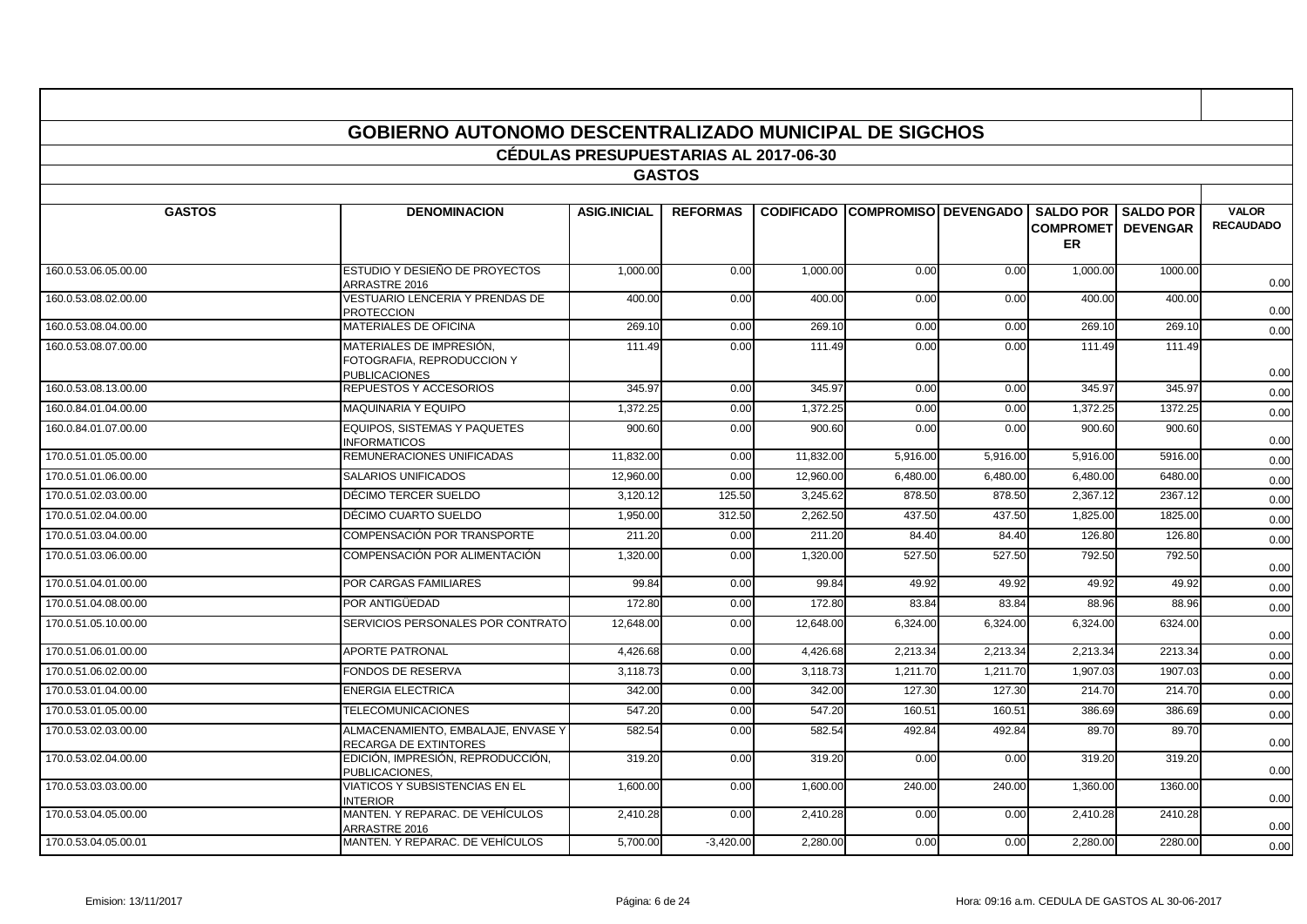## GOBIERNO AUTONOMO DESCENTRALIZADO MUNICIPAL DE SIGCHOS

### CÉDULAS PRESUPUESTARIAS AL 2017-06-30

### GASTOS

| GASTOS | DENOMINACION | ASIG.INICIAL | REFORMAS | CODIFICADO | COMPROMISO | DEVENGADO | SALDO POR COMPROMETER | SALDO POR DEVENGAR | VALOR RECAUDADO |
|---|---|---|---|---|---|---|---|---|---|
| 160.0.53.06.05.00.00 | ESTUDIO Y DESIEÑO DE PROYECTOS ARRASTRE 2016 | 1,000.00 | 0.00 | 1,000.00 | 0.00 | 0.00 | 1,000.00 | 1000.00 | 0.00 |
| 160.0.53.08.02.00.00 | VESTUARIO LENCERIA Y PRENDAS DE PROTECCION | 400.00 | 0.00 | 400.00 | 0.00 | 0.00 | 400.00 | 400.00 | 0.00 |
| 160.0.53.08.04.00.00 | MATERIALES DE OFICINA | 269.10 | 0.00 | 269.10 | 0.00 | 0.00 | 269.10 | 269.10 | 0.00 |
| 160.0.53.08.07.00.00 | MATERIALES DE IMPRESIÓN, FOTOGRAFIA, REPRODUCCION Y PUBLICACIONES | 111.49 | 0.00 | 111.49 | 0.00 | 0.00 | 111.49 | 111.49 | 0.00 |
| 160.0.53.08.13.00.00 | REPUESTOS Y ACCESORIOS | 345.97 | 0.00 | 345.97 | 0.00 | 0.00 | 345.97 | 345.97 | 0.00 |
| 160.0.84.01.04.00.00 | MAQUINARIA Y EQUIPO | 1,372.25 | 0.00 | 1,372.25 | 0.00 | 0.00 | 1,372.25 | 1372.25 | 0.00 |
| 160.0.84.01.07.00.00 | EQUIPOS, SISTEMAS Y PAQUETES INFORMATICOS | 900.60 | 0.00 | 900.60 | 0.00 | 0.00 | 900.60 | 900.60 | 0.00 |
| 170.0.51.01.05.00.00 | REMUNERACIONES UNIFICADAS | 11,832.00 | 0.00 | 11,832.00 | 5,916.00 | 5,916.00 | 5,916.00 | 5916.00 | 0.00 |
| 170.0.51.01.06.00.00 | SALARIOS UNIFICADOS | 12,960.00 | 0.00 | 12,960.00 | 6,480.00 | 6,480.00 | 6,480.00 | 6480.00 | 0.00 |
| 170.0.51.02.03.00.00 | DÉCIMO TERCER SUELDO | 3,120.12 | 125.50 | 3,245.62 | 878.50 | 878.50 | 2,367.12 | 2367.12 | 0.00 |
| 170.0.51.02.04.00.00 | DÉCIMO CUARTO SUELDO | 1,950.00 | 312.50 | 2,262.50 | 437.50 | 437.50 | 1,825.00 | 1825.00 | 0.00 |
| 170.0.51.03.04.00.00 | COMPENSACIÓN POR TRANSPORTE | 211.20 | 0.00 | 211.20 | 84.40 | 84.40 | 126.80 | 126.80 | 0.00 |
| 170.0.51.03.06.00.00 | COMPENSACIÓN POR ALIMENTACIÓN | 1,320.00 | 0.00 | 1,320.00 | 527.50 | 527.50 | 792.50 | 792.50 | 0.00 |
| 170.0.51.04.01.00.00 | POR CARGAS FAMILIARES | 99.84 | 0.00 | 99.84 | 49.92 | 49.92 | 49.92 | 49.92 | 0.00 |
| 170.0.51.04.08.00.00 | POR ANTIGÜEDAD | 172.80 | 0.00 | 172.80 | 83.84 | 83.84 | 88.96 | 88.96 | 0.00 |
| 170.0.51.05.10.00.00 | SERVICIOS PERSONALES POR CONTRATO | 12,648.00 | 0.00 | 12,648.00 | 6,324.00 | 6,324.00 | 6,324.00 | 6324.00 | 0.00 |
| 170.0.51.06.01.00.00 | APORTE PATRONAL | 4,426.68 | 0.00 | 4,426.68 | 2,213.34 | 2,213.34 | 2,213.34 | 2213.34 | 0.00 |
| 170.0.51.06.02.00.00 | FONDOS DE RESERVA | 3,118.73 | 0.00 | 3,118.73 | 1,211.70 | 1,211.70 | 1,907.03 | 1907.03 | 0.00 |
| 170.0.53.01.04.00.00 | ENERGIA ELECTRICA | 342.00 | 0.00 | 342.00 | 127.30 | 127.30 | 214.70 | 214.70 | 0.00 |
| 170.0.53.01.05.00.00 | TELECOMUNICACIONES | 547.20 | 0.00 | 547.20 | 160.51 | 160.51 | 386.69 | 386.69 | 0.00 |
| 170.0.53.02.03.00.00 | ALMACENAMIENTO, EMBALAJE, ENVASE Y RECARGA DE EXTINTORES | 582.54 | 0.00 | 582.54 | 492.84 | 492.84 | 89.70 | 89.70 | 0.00 |
| 170.0.53.02.04.00.00 | EDICIÓN, IMPRESIÓN, REPRODUCCIÓN, PUBLICACIONES, | 319.20 | 0.00 | 319.20 | 0.00 | 0.00 | 319.20 | 319.20 | 0.00 |
| 170.0.53.03.03.00.00 | VIATICOS Y SUBSISTENCIAS EN EL INTERIOR | 1,600.00 | 0.00 | 1,600.00 | 240.00 | 240.00 | 1,360.00 | 1360.00 | 0.00 |
| 170.0.53.04.05.00.00 | MANTEN. Y REPARAC. DE VEHÍCULOS ARRASTRE 2016 | 2,410.28 | 0.00 | 2,410.28 | 0.00 | 0.00 | 2,410.28 | 2410.28 | 0.00 |
| 170.0.53.04.05.00.01 | MANTEN. Y REPARAC. DE VEHÍCULOS | 5,700.00 | -3,420.00 | 2,280.00 | 0.00 | 0.00 | 2,280.00 | 2280.00 | 0.00 |

Emision: 13/11/2017 Hora: 09:16 a.m. CEDULA DE GASTOS AL 30-06-2017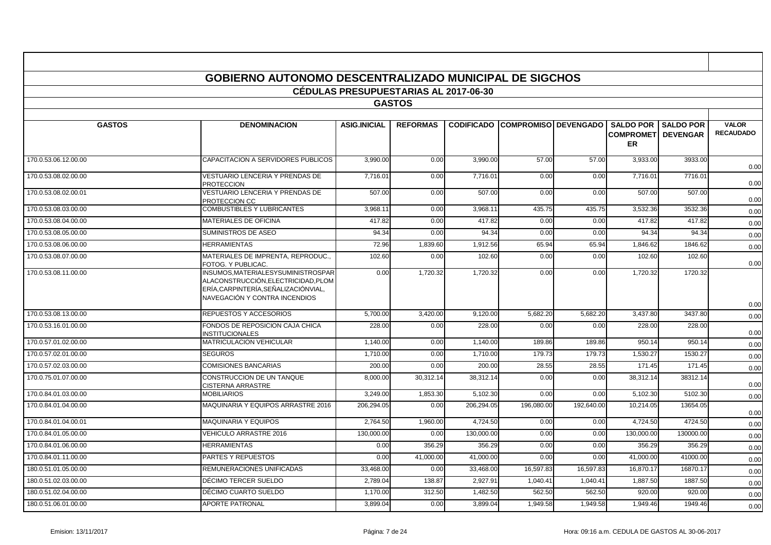# GOBIERNO AUTONOMO DESCENTRALIZADO MUNICIPAL DE SIGCHOS

## CÉDULAS PRESUPUESTARIAS AL 2017-06-30

### GASTOS

| GASTOS | DENOMINACION | ASIG.INICIAL | REFORMAS | CODIFICADO | COMPROMISO | DEVENGADO | SALDO POR COMPROMETER | SALDO POR DEVENGAR | VALOR RECAUDADO |
|---|---|---|---|---|---|---|---|---|---|
| 170.0.53.06.12.00.00 | CAPACITACION A SERVIDORES PUBLICOS | 3,990.00 | 0.00 | 3,990.00 | 57.00 | 57.00 | 3,933.00 | 3933.00 | 0.00 |
| 170.0.53.08.02.00.00 | VESTUARIO LENCERIA Y PRENDAS DE PROTECCION | 7,716.01 | 0.00 | 7,716.01 | 0.00 | 0.00 | 7,716.01 | 7716.01 | 0.00 |
| 170.0.53.08.02.00.01 | VESTUARIO LENCERIA Y PRENDAS DE PROTECCION CC | 507.00 | 0.00 | 507.00 | 0.00 | 0.00 | 507.00 | 507.00 | 0.00 |
| 170.0.53.08.03.00.00 | COMBUSTIBLES Y LUBRICANTES | 3,968.11 | 0.00 | 3,968.11 | 435.75 | 435.75 | 3,532.36 | 3532.36 | 0.00 |
| 170.0.53.08.04.00.00 | MATERIALES DE OFICINA | 417.82 | 0.00 | 417.82 | 0.00 | 0.00 | 417.82 | 417.82 | 0.00 |
| 170.0.53.08.05.00.00 | SUMINISTROS DE ASEO | 94.34 | 0.00 | 94.34 | 0.00 | 0.00 | 94.34 | 94.34 | 0.00 |
| 170.0.53.08.06.00.00 | HERRAMIENTAS | 72.96 | 1,839.60 | 1,912.56 | 65.94 | 65.94 | 1,846.62 | 1846.62 | 0.00 |
| 170.0.53.08.07.00.00 | MATERIALES DE IMPRENTA, REPRODUC., FOTOG. Y PUBLICAC. | 102.60 | 0.00 | 102.60 | 0.00 | 0.00 | 102.60 | 102.60 | 0.00 |
| 170.0.53.08.11.00.00 | INSUMOS,MATERIALESYSUMINISTROSPARALACONSTRUCCIÓN,ELECTRICIDAD,PLOMERÍA,CARPINTERÍA,SEÑALIZACIÓNVIAL, NAVEGACIÓN Y CONTRA INCENDIOS | 0.00 | 1,720.32 | 1,720.32 | 0.00 | 0.00 | 1,720.32 | 1720.32 | 0.00 |
| 170.0.53.08.13.00.00 | REPUESTOS Y ACCESORIOS | 5,700.00 | 3,420.00 | 9,120.00 | 5,682.20 | 5,682.20 | 3,437.80 | 3437.80 | 0.00 |
| 170.0.53.16.01.00.00 | FONDOS DE REPOSICION CAJA CHICA INSTITUCIONALES | 228.00 | 0.00 | 228.00 | 0.00 | 0.00 | 228.00 | 228.00 | 0.00 |
| 170.0.57.01.02.00.00 | MATRICULACION VEHICULAR | 1,140.00 | 0.00 | 1,140.00 | 189.86 | 189.86 | 950.14 | 950.14 | 0.00 |
| 170.0.57.02.01.00.00 | SEGUROS | 1,710.00 | 0.00 | 1,710.00 | 179.73 | 179.73 | 1,530.27 | 1530.27 | 0.00 |
| 170.0.57.02.03.00.00 | COMISIONES BANCARIAS | 200.00 | 0.00 | 200.00 | 28.55 | 28.55 | 171.45 | 171.45 | 0.00 |
| 170.0.75.01.07.00.00 | CONSTRUCCION DE UN TANQUE CISTERNA ARRASTRE | 8,000.00 | 30,312.14 | 38,312.14 | 0.00 | 0.00 | 38,312.14 | 38312.14 | 0.00 |
| 170.0.84.01.03.00.00 | MOBILIARIOS | 3,249.00 | 1,853.30 | 5,102.30 | 0.00 | 0.00 | 5,102.30 | 5102.30 | 0.00 |
| 170.0.84.01.04.00.00 | MAQUINARIA Y EQUIPOS ARRASTRE 2016 | 206,294.05 | 0.00 | 206,294.05 | 196,080.00 | 192,640.00 | 10,214.05 | 13654.05 | 0.00 |
| 170.0.84.01.04.00.01 | MAQUINARIA Y EQUIPOS | 2,764.50 | 1,960.00 | 4,724.50 | 0.00 | 0.00 | 4,724.50 | 4724.50 | 0.00 |
| 170.0.84.01.05.00.00 | VEHICULO ARRASTRE 2016 | 130,000.00 | 0.00 | 130,000.00 | 0.00 | 0.00 | 130,000.00 | 130000.00 | 0.00 |
| 170.0.84.01.06.00.00 | HERRAMIENTAS | 0.00 | 356.29 | 356.29 | 0.00 | 0.00 | 356.29 | 356.29 | 0.00 |
| 170.0.84.01.11.00.00 | PARTES Y REPUESTOS | 0.00 | 41,000.00 | 41,000.00 | 0.00 | 0.00 | 41,000.00 | 41000.00 | 0.00 |
| 180.0.51.01.05.00.00 | REMUNERACIONES UNIFICADAS | 33,468.00 | 0.00 | 33,468.00 | 16,597.83 | 16,597.83 | 16,870.17 | 16870.17 | 0.00 |
| 180.0.51.02.03.00.00 | DÉCIMO TERCER SUELDO | 2,789.04 | 138.87 | 2,927.91 | 1,040.41 | 1,040.41 | 1,887.50 | 1887.50 | 0.00 |
| 180.0.51.02.04.00.00 | DÉCIMO CUARTO SUELDO | 1,170.00 | 312.50 | 1,482.50 | 562.50 | 562.50 | 920.00 | 920.00 | 0.00 |
| 180.0.51.06.01.00.00 | APORTE PATRONAL | 3,899.04 | 0.00 | 3,899.04 | 1,949.58 | 1,949.58 | 1,949.46 | 1949.46 | 0.00 |

Emision: 13/11/2017 Hora: 09:16 a.m. CEDULA DE GASTOS AL 30-06-2017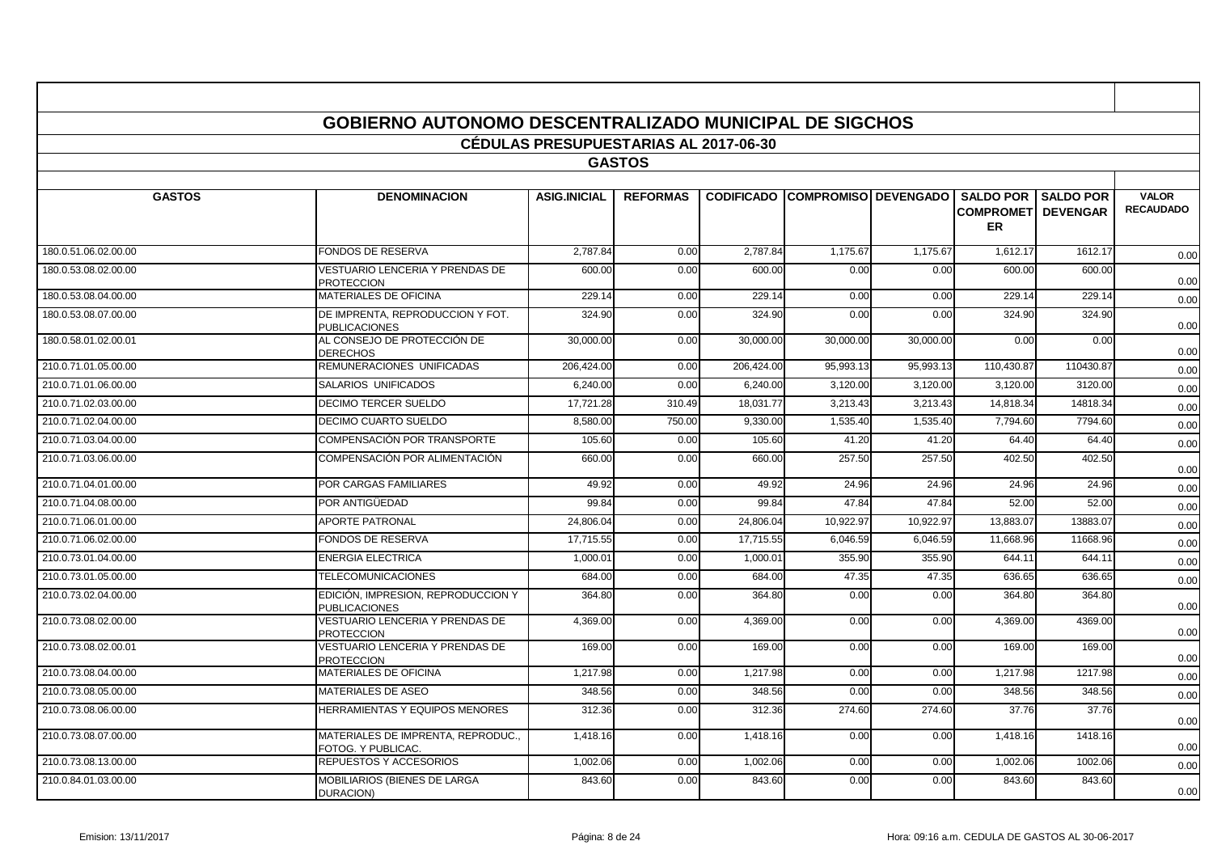## GOBIERNO AUTONOMO DESCENTRALIZADO MUNICIPAL DE SIGCHOS

### CÉDULAS PRESUPUESTARIAS AL 2017-06-30

### GASTOS

| GASTOS | DENOMINACION | ASIG.INICIAL | REFORMAS | CODIFICADO | COMPROMISO | DEVENGADO | SALDO POR COMPROMETER | SALDO POR DEVENGAR | VALOR RECAUDADO |
|---|---|---|---|---|---|---|---|---|---|
| 180.0.51.06.02.00.00 | FONDOS DE RESERVA | 2,787.84 | 0.00 | 2,787.84 | 1,175.67 | 1,175.67 | 1,612.17 | 1612.17 | 0.00 |
| 180.0.53.08.02.00.00 | VESTUARIO LENCERIA Y PRENDAS DE PROTECCION | 600.00 | 0.00 | 600.00 | 0.00 | 0.00 | 600.00 | 600.00 | 0.00 |
| 180.0.53.08.04.00.00 | MATERIALES DE OFICINA | 229.14 | 0.00 | 229.14 | 0.00 | 0.00 | 229.14 | 229.14 | 0.00 |
| 180.0.53.08.07.00.00 | DE IMPRENTA, REPRODUCCION Y FOT. PUBLICACIONES | 324.90 | 0.00 | 324.90 | 0.00 | 0.00 | 324.90 | 324.90 | 0.00 |
| 180.0.58.01.02.00.01 | AL CONSEJO DE PROTECCIÓN DE DERECHOS | 30,000.00 | 0.00 | 30,000.00 | 30,000.00 | 30,000.00 | 0.00 | 0.00 | 0.00 |
| 210.0.71.01.05.00.00 | REMUNERACIONES UNIFICADAS | 206,424.00 | 0.00 | 206,424.00 | 95,993.13 | 95,993.13 | 110,430.87 | 110430.87 | 0.00 |
| 210.0.71.01.06.00.00 | SALARIOS UNIFICADOS | 6,240.00 | 0.00 | 6,240.00 | 3,120.00 | 3,120.00 | 3,120.00 | 3120.00 | 0.00 |
| 210.0.71.02.03.00.00 | DECIMO TERCER SUELDO | 17,721.28 | 310.49 | 18,031.77 | 3,213.43 | 3,213.43 | 14,818.34 | 14818.34 | 0.00 |
| 210.0.71.02.04.00.00 | DECIMO CUARTO SUELDO | 8,580.00 | 750.00 | 9,330.00 | 1,535.40 | 1,535.40 | 7,794.60 | 7794.60 | 0.00 |
| 210.0.71.03.04.00.00 | COMPENSACIÓN POR TRANSPORTE | 105.60 | 0.00 | 105.60 | 41.20 | 41.20 | 64.40 | 64.40 | 0.00 |
| 210.0.71.03.06.00.00 | COMPENSACIÓN POR ALIMENTACIÓN | 660.00 | 0.00 | 660.00 | 257.50 | 257.50 | 402.50 | 402.50 | 0.00 |
| 210.0.71.04.01.00.00 | POR CARGAS FAMILIARES | 49.92 | 0.00 | 49.92 | 24.96 | 24.96 | 24.96 | 24.96 | 0.00 |
| 210.0.71.04.08.00.00 | POR ANTIGÜEDAD | 99.84 | 0.00 | 99.84 | 47.84 | 47.84 | 52.00 | 52.00 | 0.00 |
| 210.0.71.06.01.00.00 | APORTE PATRONAL | 24,806.04 | 0.00 | 24,806.04 | 10,922.97 | 10,922.97 | 13,883.07 | 13883.07 | 0.00 |
| 210.0.71.06.02.00.00 | FONDOS DE RESERVA | 17,715.55 | 0.00 | 17,715.55 | 6,046.59 | 6,046.59 | 11,668.96 | 11668.96 | 0.00 |
| 210.0.73.01.04.00.00 | ENERGIA ELECTRICA | 1,000.01 | 0.00 | 1,000.01 | 355.90 | 355.90 | 644.11 | 644.11 | 0.00 |
| 210.0.73.01.05.00.00 | TELECOMUNICACIONES | 684.00 | 0.00 | 684.00 | 47.35 | 47.35 | 636.65 | 636.65 | 0.00 |
| 210.0.73.02.04.00.00 | EDICIÓN, IMPRESION, REPRODUCCION Y PUBLICACIONES | 364.80 | 0.00 | 364.80 | 0.00 | 0.00 | 364.80 | 364.80 | 0.00 |
| 210.0.73.08.02.00.00 | VESTUARIO LENCERIA Y PRENDAS DE PROTECCION | 4,369.00 | 0.00 | 4,369.00 | 0.00 | 0.00 | 4,369.00 | 4369.00 | 0.00 |
| 210.0.73.08.02.00.01 | VESTUARIO LENCERIA Y PRENDAS DE PROTECCION | 169.00 | 0.00 | 169.00 | 0.00 | 0.00 | 169.00 | 169.00 | 0.00 |
| 210.0.73.08.04.00.00 | MATERIALES DE OFICINA | 1,217.98 | 0.00 | 1,217.98 | 0.00 | 0.00 | 1,217.98 | 1217.98 | 0.00 |
| 210.0.73.08.05.00.00 | MATERIALES DE ASEO | 348.56 | 0.00 | 348.56 | 0.00 | 0.00 | 348.56 | 348.56 | 0.00 |
| 210.0.73.08.06.00.00 | HERRAMIENTAS Y EQUIPOS MENORES | 312.36 | 0.00 | 312.36 | 274.60 | 274.60 | 37.76 | 37.76 | 0.00 |
| 210.0.73.08.07.00.00 | MATERIALES DE IMPRENTA, REPRODUC., FOTOG. Y PUBLICAC. | 1,418.16 | 0.00 | 1,418.16 | 0.00 | 0.00 | 1,418.16 | 1418.16 | 0.00 |
| 210.0.73.08.13.00.00 | REPUESTOS Y ACCESORIOS | 1,002.06 | 0.00 | 1,002.06 | 0.00 | 0.00 | 1,002.06 | 1002.06 | 0.00 |
| 210.0.84.01.03.00.00 | MOBILIARIOS (BIENES DE LARGA DURACION) | 843.60 | 0.00 | 843.60 | 0.00 | 0.00 | 843.60 | 843.60 | 0.00 |

Emision: 13/11/2017 — Hora: 09:16 a.m. CEDULA DE GASTOS AL 30-06-2017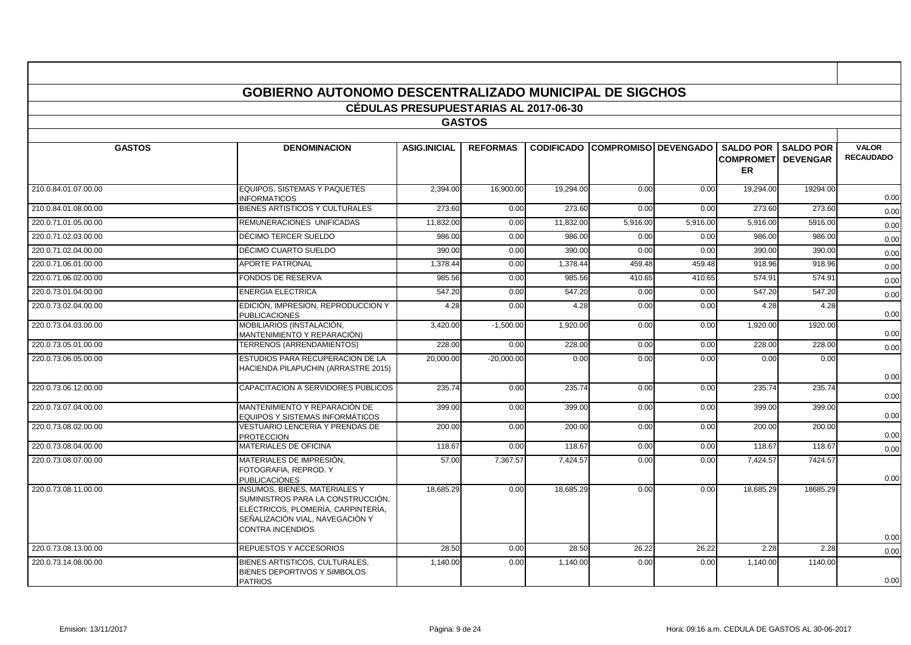# GOBIERNO AUTONOMO DESCENTRALIZADO MUNICIPAL DE SIGCHOS

## CÉDULAS PRESUPUESTARIAS AL 2017-06-30

### GASTOS

| GASTOS | DENOMINACION | ASIG.INICIAL | REFORMAS | CODIFICADO | COMPROMISO | DEVENGADO | SALDO POR COMPROMETER | SALDO POR DEVENGAR | VALOR RECAUDADO |
|---|---|---|---|---|---|---|---|---|---|
| 210.0.84.01.07.00.00 | EQUIPOS, SISTEMAS Y PAQUETES INFORMATICOS | 2,394.00 | 16,900.00 | 19,294.00 | 0.00 | 0.00 | 19,294.00 | 19294.00 | 0.00 |
| 210.0.84.01.08.00.00 | BIENES ARTISTICOS Y CULTURALES | 273.60 | 0.00 | 273.60 | 0.00 | 0.00 | 273.60 | 273.60 | 0.00 |
| 220.0.71.01.05.00.00 | REMUNERACIONES UNIFICADAS | 11,832.00 | 0.00 | 11,832.00 | 5,916.00 | 5,916.00 | 5,916.00 | 5916.00 | 0.00 |
| 220.0.71.02.03.00.00 | DÉCIMO TERCER SUELDO | 986.00 | 0.00 | 986.00 | 0.00 | 0.00 | 986.00 | 986.00 | 0.00 |
| 220.0.71.02.04.00.00 | DÉCIMO CUARTO SUELDO | 390.00 | 0.00 | 390.00 | 0.00 | 0.00 | 390.00 | 390.00 | 0.00 |
| 220.0.71.06.01.00.00 | APORTE PATRONAL | 1,378.44 | 0.00 | 1,378.44 | 459.48 | 459.48 | 918.96 | 918.96 | 0.00 |
| 220.0.71.06.02.00.00 | FONDOS DE RESERVA | 985.56 | 0.00 | 985.56 | 410.65 | 410.65 | 574.91 | 574.91 | 0.00 |
| 220.0.73.01.04.00.00 | ENERGIA ELECTRICA | 547.20 | 0.00 | 547.20 | 0.00 | 0.00 | 547.20 | 547.20 | 0.00 |
| 220.0.73.02.04.00.00 | EDICIÓN, IMPRESION, REPRODUCCION Y PUBLICACIONES | 4.28 | 0.00 | 4.28 | 0.00 | 0.00 | 4.28 | 4.28 | 0.00 |
| 220.0.73.04.03.00.00 | MOBILIARIOS (INSTALACIÓN, MANTENIMIENTO Y REPARACIÓN) | 3,420.00 | -1,500.00 | 1,920.00 | 0.00 | 0.00 | 1,920.00 | 1920.00 | 0.00 |
| 220.0.73.05.01.00.00 | TERRENOS (ARRENDAMIENTOS) | 228.00 | 0.00 | 228.00 | 0.00 | 0.00 | 228.00 | 228.00 | 0.00 |
| 220.0.73.06.05.00.00 | ESTUDIOS PARA RECUPERACION DE LA HACIENDA PILAPUCHIN (ARRASTRE 2015) | 20,000.00 | -20,000.00 | 0.00 | 0.00 | 0.00 | 0.00 | 0.00 | 0.00 |
| 220.0.73.06.12.00.00 | CAPACITACION A SERVIDORES PUBLICOS | 235.74 | 0.00 | 235.74 | 0.00 | 0.00 | 235.74 | 235.74 | 0.00 |
| 220.0.73.07.04.00.00 | MANTENIMIENTO Y REPARACIÓN DE EQUIPOS Y SISTEMAS INFORMÁTICOS | 399.00 | 0.00 | 399.00 | 0.00 | 0.00 | 399.00 | 399.00 | 0.00 |
| 220.0.73.08.02.00.00 | VESTUARIO LENCERIA Y PRENDAS DE PROTECCION | 200.00 | 0.00 | 200.00 | 0.00 | 0.00 | 200.00 | 200.00 | 0.00 |
| 220.0.73.08.04.00.00 | MATERIALES DE OFICINA | 118.67 | 0.00 | 118.67 | 0.00 | 0.00 | 118.67 | 118.67 | 0.00 |
| 220.0.73.08.07.00.00 | MATERIALES DE IMPRESIÓN, FOTOGRAFIA, REPROD. Y PUBLICACIONES | 57.00 | 7,367.57 | 7,424.57 | 0.00 | 0.00 | 7,424.57 | 7424.57 | 0.00 |
| 220.0.73.08.11.00.00 | INSUMOS, BIENES, MATERIALES Y SUMINISTROS PARA LA CONSTRUCCIÓN, ELÉCTRICOS, PLOMERÍA, CARPINTERÍA, SEÑALIZACIÓN VIAL, NAVEGACIÓN Y CONTRA INCENDIOS | 18,685.29 | 0.00 | 18,685.29 | 0.00 | 0.00 | 18,685.29 | 18685.29 | 0.00 |
| 220.0.73.08.13.00.00 | REPUESTOS Y ACCESORIOS | 28.50 | 0.00 | 28.50 | 26.22 | 26.22 | 2.28 | 2.28 | 0.00 |
| 220.0.73.14.08.00.00 | BIENES ARTISTICOS, CULTURALES, BIENES DEPORTIVOS Y SIMBOLOS PATRIOS | 1,140.00 | 0.00 | 1,140.00 | 0.00 | 0.00 | 1,140.00 | 1140.00 | 0.00 |

Emision: 13/11/2017 — Hora: 09:16 a.m. CEDULA DE GASTOS AL 30-06-2017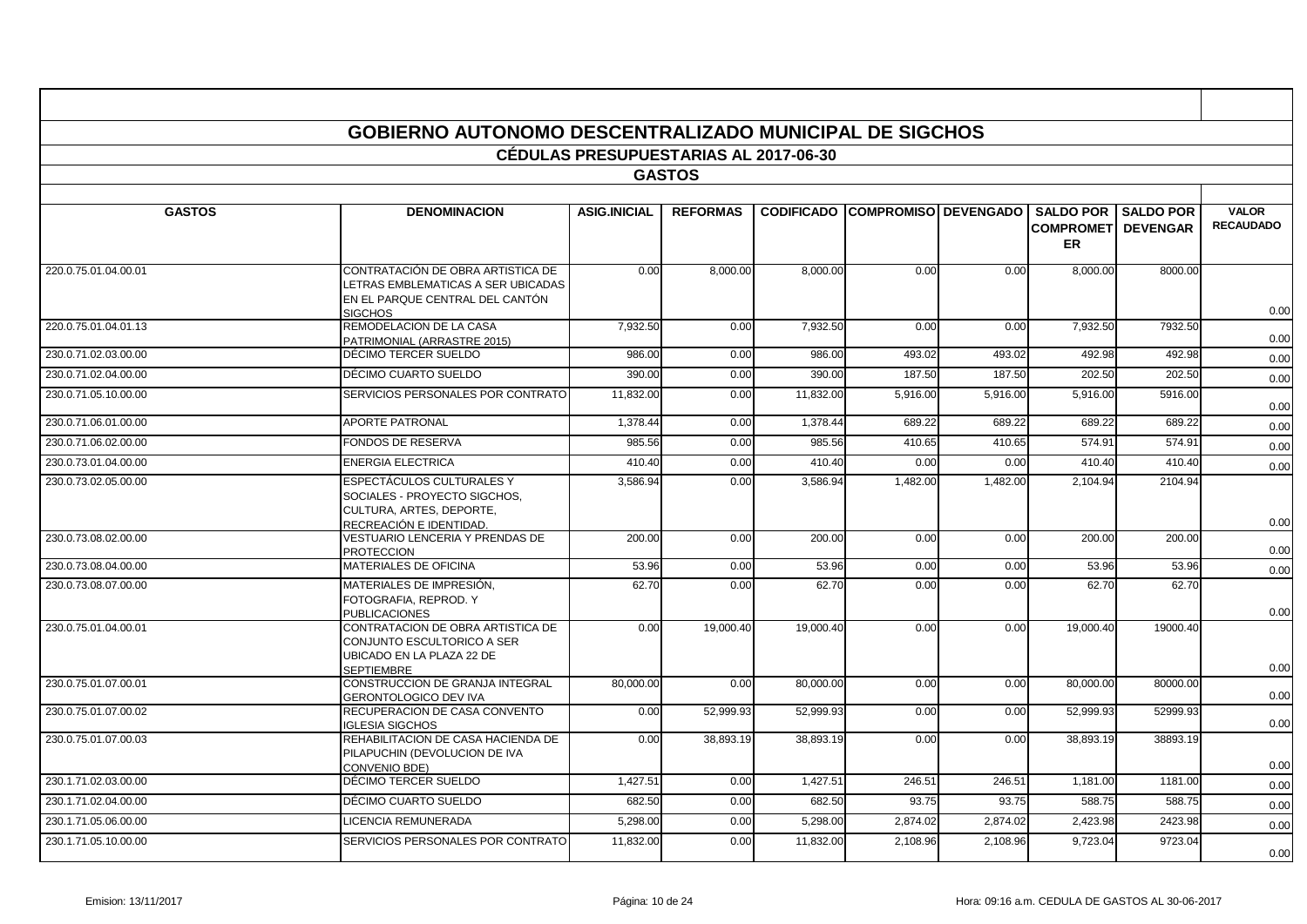# GOBIERNO AUTONOMO DESCENTRALIZADO MUNICIPAL DE SIGCHOS

## CÉDULAS PRESUPUESTARIAS AL 2017-06-30

### GASTOS

| GASTOS | DENOMINACION | ASIG.INICIAL | REFORMAS | CODIFICADO | COMPROMISO | DEVENGADO | SALDO POR COMPROMETER | SALDO POR DEVENGAR | VALOR RECAUDADO |
|---|---|---|---|---|---|---|---|---|---|
| 220.0.75.01.04.00.01 | CONTRATACIÓN DE OBRA ARTISTICA DE LETRAS EMBLEMATICAS A SER UBICADAS EN EL PARQUE CENTRAL DEL CANTÓN SIGCHOS | 0.00 | 8,000.00 | 8,000.00 | 0.00 | 0.00 | 8,000.00 | 8000.00 | 0.00 |
| 220.0.75.01.04.01.13 | REMODELACION DE LA CASA PATRIMONIAL (ARRASTRE 2015) | 7,932.50 | 0.00 | 7,932.50 | 0.00 | 0.00 | 7,932.50 | 7932.50 | 0.00 |
| 230.0.71.02.03.00.00 | DÉCIMO TERCER SUELDO | 986.00 | 0.00 | 986.00 | 493.02 | 493.02 | 492.98 | 492.98 | 0.00 |
| 230.0.71.02.04.00.00 | DÉCIMO CUARTO SUELDO | 390.00 | 0.00 | 390.00 | 187.50 | 187.50 | 202.50 | 202.50 | 0.00 |
| 230.0.71.05.10.00.00 | SERVICIOS PERSONALES POR CONTRATO | 11,832.00 | 0.00 | 11,832.00 | 5,916.00 | 5,916.00 | 5,916.00 | 5916.00 | 0.00 |
| 230.0.71.06.01.00.00 | APORTE PATRONAL | 1,378.44 | 0.00 | 1,378.44 | 689.22 | 689.22 | 689.22 | 689.22 | 0.00 |
| 230.0.71.06.02.00.00 | FONDOS DE RESERVA | 985.56 | 0.00 | 985.56 | 410.65 | 410.65 | 574.91 | 574.91 | 0.00 |
| 230.0.73.01.04.00.00 | ENERGIA ELECTRICA | 410.40 | 0.00 | 410.40 | 0.00 | 0.00 | 410.40 | 410.40 | 0.00 |
| 230.0.73.02.05.00.00 | ESPECTÁCULOS CULTURALES Y SOCIALES - PROYECTO SIGCHOS, CULTURA, ARTES, DEPORTE, RECREACIÓN E IDENTIDAD. | 3,586.94 | 0.00 | 3,586.94 | 1,482.00 | 1,482.00 | 2,104.94 | 2104.94 | 0.00 |
| 230.0.73.08.02.00.00 | VESTUARIO LENCERIA Y PRENDAS DE PROTECCION | 200.00 | 0.00 | 200.00 | 0.00 | 0.00 | 200.00 | 200.00 | 0.00 |
| 230.0.73.08.04.00.00 | MATERIALES DE OFICINA | 53.96 | 0.00 | 53.96 | 0.00 | 0.00 | 53.96 | 53.96 | 0.00 |
| 230.0.73.08.07.00.00 | MATERIALES DE IMPRESIÓN, FOTOGRAFIA, REPROD. Y PUBLICACIONES | 62.70 | 0.00 | 62.70 | 0.00 | 0.00 | 62.70 | 62.70 | 0.00 |
| 230.0.75.01.04.00.01 | CONTRATACION DE OBRA ARTISTICA DE CONJUNTO ESCULTORICO A SER UBICADO EN LA PLAZA 22 DE SEPTIEMBRE | 0.00 | 19,000.40 | 19,000.40 | 0.00 | 0.00 | 19,000.40 | 19000.40 | 0.00 |
| 230.0.75.01.07.00.01 | CONSTRUCCION DE GRANJA INTEGRAL GERONTOLOGICO DEV IVA | 80,000.00 | 0.00 | 80,000.00 | 0.00 | 0.00 | 80,000.00 | 80000.00 | 0.00 |
| 230.0.75.01.07.00.02 | RECUPERACION DE CASA CONVENTO IGLESIA SIGCHOS | 0.00 | 52,999.93 | 52,999.93 | 0.00 | 0.00 | 52,999.93 | 52999.93 | 0.00 |
| 230.0.75.01.07.00.03 | REHABILITACION DE CASA HACIENDA DE PILAPUCHIN (DEVOLUCION DE IVA CONVENIO BDE) | 0.00 | 38,893.19 | 38,893.19 | 0.00 | 0.00 | 38,893.19 | 38893.19 | 0.00 |
| 230.1.71.02.03.00.00 | DÉCIMO TERCER SUELDO | 1,427.51 | 0.00 | 1,427.51 | 246.51 | 246.51 | 1,181.00 | 1181.00 | 0.00 |
| 230.1.71.02.04.00.00 | DÉCIMO CUARTO SUELDO | 682.50 | 0.00 | 682.50 | 93.75 | 93.75 | 588.75 | 588.75 | 0.00 |
| 230.1.71.05.06.00.00 | LICENCIA REMUNERADA | 5,298.00 | 0.00 | 5,298.00 | 2,874.02 | 2,874.02 | 2,423.98 | 2423.98 | 0.00 |
| 230.1.71.05.10.00.00 | SERVICIOS PERSONALES POR CONTRATO | 11,832.00 | 0.00 | 11,832.00 | 2,108.96 | 2,108.96 | 9,723.04 | 9723.04 | 0.00 |

Emision: 13/11/2017 Hora: 09:16 a.m. CEDULA DE GASTOS AL 30-06-2017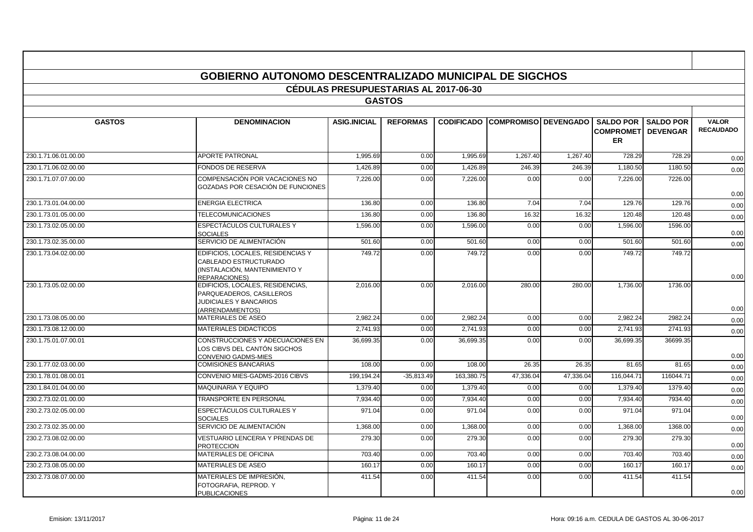# GOBIERNO AUTONOMO DESCENTRALIZADO MUNICIPAL DE SIGCHOS

## CÉDULAS PRESUPUESTARIAS AL 2017-06-30

### GASTOS

| GASTOS | DENOMINACION | ASIG.INICIAL | REFORMAS | CODIFICADO | COMPROMISO | DEVENGADO | SALDO POR COMPROMETER | SALDO POR DEVENGAR | VALOR RECAUDADO |
|---|---|---|---|---|---|---|---|---|---|
| 230.1.71.06.01.00.00 | APORTE PATRONAL | 1,995.69 | 0.00 | 1,995.69 | 1,267.40 | 1,267.40 | 728.29 | 728.29 | 0.00 |
| 230.1.71.06.02.00.00 | FONDOS DE RESERVA | 1,426.89 | 0.00 | 1,426.89 | 246.39 | 246.39 | 1,180.50 | 1180.50 | 0.00 |
| 230.1.71.07.07.00.00 | COMPENSACIÓN POR VACACIONES NO GOZADAS POR CESACIÓN DE FUNCIONES | 7,226.00 | 0.00 | 7,226.00 | 0.00 | 0.00 | 7,226.00 | 7226.00 | 0.00 |
| 230.1.73.01.04.00.00 | ENERGIA ELECTRICA | 136.80 | 0.00 | 136.80 | 7.04 | 7.04 | 129.76 | 129.76 | 0.00 |
| 230.1.73.01.05.00.00 | TELECOMUNICACIONES | 136.80 | 0.00 | 136.80 | 16.32 | 16.32 | 120.48 | 120.48 | 0.00 |
| 230.1.73.02.05.00.00 | ESPECTÁCULOS CULTURALES Y SOCIALES | 1,596.00 | 0.00 | 1,596.00 | 0.00 | 0.00 | 1,596.00 | 1596.00 | 0.00 |
| 230.1.73.02.35.00.00 | SERVICIO DE ALIMENTACIÓN | 501.60 | 0.00 | 501.60 | 0.00 | 0.00 | 501.60 | 501.60 | 0.00 |
| 230.1.73.04.02.00.00 | EDIFICIOS, LOCALES, RESIDENCIAS Y CABLEADO ESTRUCTURADO (INSTALACIÓN, MANTENIMIENTO Y REPARACIONES) | 749.72 | 0.00 | 749.72 | 0.00 | 0.00 | 749.72 | 749.72 | 0.00 |
| 230.1.73.05.02.00.00 | EDIFICIOS, LOCALES, RESIDENCIAS, PARQUEADEROS, CASILLEROS JUDICIALES Y BANCARIOS (ARRENDAMIENTOS) | 2,016.00 | 0.00 | 2,016.00 | 280.00 | 280.00 | 1,736.00 | 1736.00 | 0.00 |
| 230.1.73.08.05.00.00 | MATERIALES DE ASEO | 2,982.24 | 0.00 | 2,982.24 | 0.00 | 0.00 | 2,982.24 | 2982.24 | 0.00 |
| 230.1.73.08.12.00.00 | MATERIALES DIDACTICOS | 2,741.93 | 0.00 | 2,741.93 | 0.00 | 0.00 | 2,741.93 | 2741.93 | 0.00 |
| 230.1.75.01.07.00.01 | CONSTRUCCIONES Y ADECUACIONES EN LOS CIBVS DEL CANTÓN SIGCHOS CONVENIO GADMS-MIES | 36,699.35 | 0.00 | 36,699.35 | 0.00 | 0.00 | 36,699.35 | 36699.35 | 0.00 |
| 230.1.77.02.03.00.00 | COMISIONES BANCARIAS | 108.00 | 0.00 | 108.00 | 26.35 | 26.35 | 81.65 | 81.65 | 0.00 |
| 230.1.78.01.08.00.01 | CONVENIO MIES-GADMS-2016 CIBVS | 199,194.24 | -35,813.49 | 163,380.75 | 47,336.04 | 47,336.04 | 116,044.71 | 116044.71 | 0.00 |
| 230.1.84.01.04.00.00 | MAQUINARIA Y EQUIPO | 1,379.40 | 0.00 | 1,379.40 | 0.00 | 0.00 | 1,379.40 | 1379.40 | 0.00 |
| 230.2.73.02.01.00.00 | TRANSPORTE EN PERSONAL | 7,934.40 | 0.00 | 7,934.40 | 0.00 | 0.00 | 7,934.40 | 7934.40 | 0.00 |
| 230.2.73.02.05.00.00 | ESPECTÁCULOS CULTURALES Y SOCIALES | 971.04 | 0.00 | 971.04 | 0.00 | 0.00 | 971.04 | 971.04 | 0.00 |
| 230.2.73.02.35.00.00 | SERVICIO DE ALIMENTACIÓN | 1,368.00 | 0.00 | 1,368.00 | 0.00 | 0.00 | 1,368.00 | 1368.00 | 0.00 |
| 230.2.73.08.02.00.00 | VESTUARIO LENCERIA Y PRENDAS DE PROTECCION | 279.30 | 0.00 | 279.30 | 0.00 | 0.00 | 279.30 | 279.30 | 0.00 |
| 230.2.73.08.04.00.00 | MATERIALES DE OFICINA | 703.40 | 0.00 | 703.40 | 0.00 | 0.00 | 703.40 | 703.40 | 0.00 |
| 230.2.73.08.05.00.00 | MATERIALES DE ASEO | 160.17 | 0.00 | 160.17 | 0.00 | 0.00 | 160.17 | 160.17 | 0.00 |
| 230.2.73.08.07.00.00 | MATERIALES DE IMPRESIÓN, FOTOGRAFIA, REPROD. Y PUBLICACIONES | 411.54 | 0.00 | 411.54 | 0.00 | 0.00 | 411.54 | 411.54 | 0.00 |

Emision: 13/11/2017 Hora: 09:16 a.m. CEDULA DE GASTOS AL 30-06-2017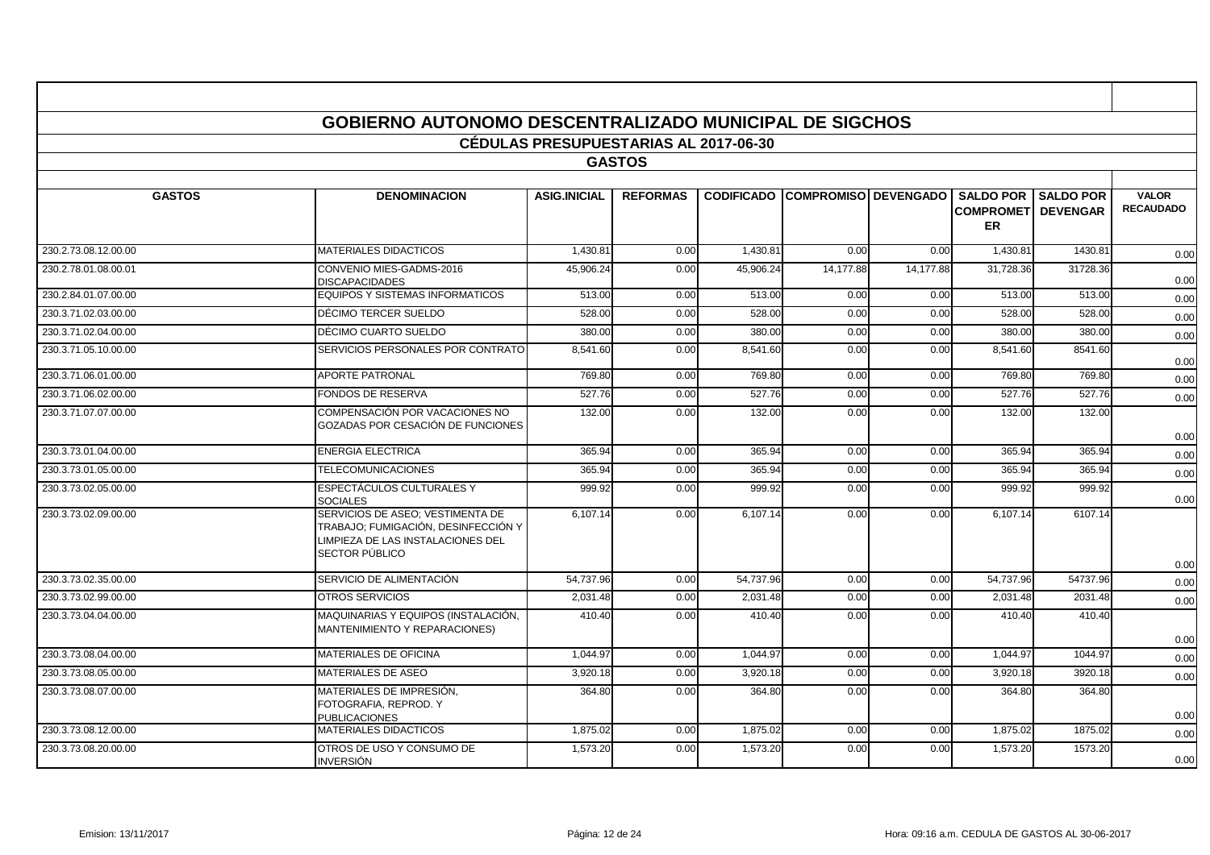# GOBIERNO AUTONOMO DESCENTRALIZADO MUNICIPAL DE SIGCHOS

## CÉDULAS PRESUPUESTARIAS AL 2017-06-30

### GASTOS

| GASTOS | DENOMINACION | ASIG.INICIAL | REFORMAS | CODIFICADO | COMPROMISO | DEVENGADO | SALDO POR COMPROMETER | SALDO POR DEVENGAR | VALOR RECAUDADO |
|---|---|---|---|---|---|---|---|---|---|
| 230.2.73.08.12.00.00 | MATERIALES DIDACTICOS | 1,430.81 | 0.00 | 1,430.81 | 0.00 | 0.00 | 1,430.81 | 1430.81 | 0.00 |
| 230.2.78.01.08.00.01 | CONVENIO MIES-GADMS-2016 DISCAPACIDADES | 45,906.24 | 0.00 | 45,906.24 | 14,177.88 | 14,177.88 | 31,728.36 | 31728.36 | 0.00 |
| 230.2.84.01.07.00.00 | EQUIPOS Y SISTEMAS INFORMATICOS | 513.00 | 0.00 | 513.00 | 0.00 | 0.00 | 513.00 | 513.00 | 0.00 |
| 230.3.71.02.03.00.00 | DÉCIMO TERCER SUELDO | 528.00 | 0.00 | 528.00 | 0.00 | 0.00 | 528.00 | 528.00 | 0.00 |
| 230.3.71.02.04.00.00 | DÉCIMO CUARTO SUELDO | 380.00 | 0.00 | 380.00 | 0.00 | 0.00 | 380.00 | 380.00 | 0.00 |
| 230.3.71.05.10.00.00 | SERVICIOS PERSONALES POR CONTRATO | 8,541.60 | 0.00 | 8,541.60 | 0.00 | 0.00 | 8,541.60 | 8541.60 | 0.00 |
| 230.3.71.06.01.00.00 | APORTE PATRONAL | 769.80 | 0.00 | 769.80 | 0.00 | 0.00 | 769.80 | 769.80 | 0.00 |
| 230.3.71.06.02.00.00 | FONDOS DE RESERVA | 527.76 | 0.00 | 527.76 | 0.00 | 0.00 | 527.76 | 527.76 | 0.00 |
| 230.3.71.07.07.00.00 | COMPENSACIÓN POR VACACIONES NO GOZADAS POR CESACIÓN DE FUNCIONES | 132.00 | 0.00 | 132.00 | 0.00 | 0.00 | 132.00 | 132.00 | 0.00 |
| 230.3.73.01.04.00.00 | ENERGIA ELECTRICA | 365.94 | 0.00 | 365.94 | 0.00 | 0.00 | 365.94 | 365.94 | 0.00 |
| 230.3.73.01.05.00.00 | TELECOMUNICACIONES | 365.94 | 0.00 | 365.94 | 0.00 | 0.00 | 365.94 | 365.94 | 0.00 |
| 230.3.73.02.05.00.00 | ESPECTÁCULOS CULTURALES Y SOCIALES | 999.92 | 0.00 | 999.92 | 0.00 | 0.00 | 999.92 | 999.92 | 0.00 |
| 230.3.73.02.09.00.00 | SERVICIOS DE ASEO; VESTIMENTA DE TRABAJO; FUMIGACIÓN, DESINFECCIÓN Y LIMPIEZA DE LAS INSTALACIONES DEL SECTOR PÚBLICO | 6,107.14 | 0.00 | 6,107.14 | 0.00 | 0.00 | 6,107.14 | 6107.14 | 0.00 |
| 230.3.73.02.35.00.00 | SERVICIO DE ALIMENTACIÓN | 54,737.96 | 0.00 | 54,737.96 | 0.00 | 0.00 | 54,737.96 | 54737.96 | 0.00 |
| 230.3.73.02.99.00.00 | OTROS SERVICIOS | 2,031.48 | 0.00 | 2,031.48 | 0.00 | 0.00 | 2,031.48 | 2031.48 | 0.00 |
| 230.3.73.04.04.00.00 | MAQUINARIAS Y EQUIPOS (INSTALACIÓN, MANTENIMIENTO Y REPARACIONES) | 410.40 | 0.00 | 410.40 | 0.00 | 0.00 | 410.40 | 410.40 | 0.00 |
| 230.3.73.08.04.00.00 | MATERIALES DE OFICINA | 1,044.97 | 0.00 | 1,044.97 | 0.00 | 0.00 | 1,044.97 | 1044.97 | 0.00 |
| 230.3.73.08.05.00.00 | MATERIALES DE ASEO | 3,920.18 | 0.00 | 3,920.18 | 0.00 | 0.00 | 3,920.18 | 3920.18 | 0.00 |
| 230.3.73.08.07.00.00 | MATERIALES DE IMPRESIÓN, FOTOGRAFIA, REPROD. Y PUBLICACIONES | 364.80 | 0.00 | 364.80 | 0.00 | 0.00 | 364.80 | 364.80 | 0.00 |
| 230.3.73.08.12.00.00 | MATERIALES DIDACTICOS | 1,875.02 | 0.00 | 1,875.02 | 0.00 | 0.00 | 1,875.02 | 1875.02 | 0.00 |
| 230.3.73.08.20.00.00 | OTROS DE USO Y CONSUMO DE INVERSIÓN | 1,573.20 | 0.00 | 1,573.20 | 0.00 | 0.00 | 1,573.20 | 1573.20 | 0.00 |

Emision: 13/11/2017 Hora: 09:16 a.m. CEDULA DE GASTOS AL 30-06-2017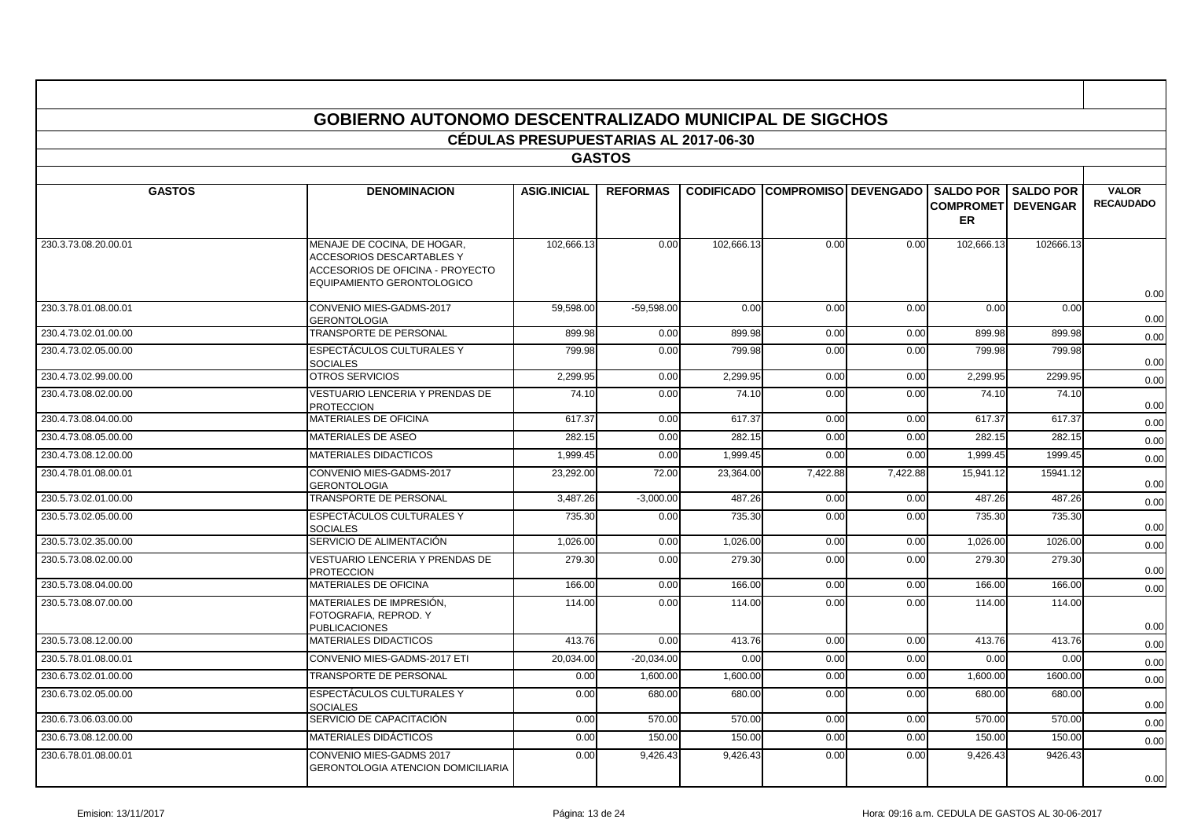# GOBIERNO AUTONOMO DESCENTRALIZADO MUNICIPAL DE SIGCHOS

## CÉDULAS PRESUPUESTARIAS AL 2017-06-30

### GASTOS

| GASTOS | DENOMINACION | ASIG.INICIAL | REFORMAS | CODIFICADO | COMPROMISO | DEVENGADO | SALDO POR COMPROMETER | SALDO POR DEVENGAR | VALOR RECAUDADO |
|---|---|---|---|---|---|---|---|---|---|
| 230.3.73.08.20.00.01 | MENAJE DE COCINA, DE HOGAR, ACCESORIOS DESCARTABLES Y ACCESORIOS DE OFICINA - PROYECTO EQUIPAMIENTO GERONTOLOGICO | 102,666.13 | 0.00 | 102,666.13 | 0.00 | 0.00 | 102,666.13 | 102666.13 | 0.00 |
| 230.3.78.01.08.00.01 | CONVENIO MIES-GADMS-2017 GERONTOLOGIA | 59,598.00 | -59,598.00 | 0.00 | 0.00 | 0.00 | 0.00 | 0.00 | 0.00 |
| 230.4.73.02.01.00.00 | TRANSPORTE DE PERSONAL | 899.98 | 0.00 | 899.98 | 0.00 | 0.00 | 899.98 | 899.98 | 0.00 |
| 230.4.73.02.05.00.00 | ESPECTÁCULOS CULTURALES Y SOCIALES | 799.98 | 0.00 | 799.98 | 0.00 | 0.00 | 799.98 | 799.98 | 0.00 |
| 230.4.73.02.99.00.00 | OTROS SERVICIOS | 2,299.95 | 0.00 | 2,299.95 | 0.00 | 0.00 | 2,299.95 | 2299.95 | 0.00 |
| 230.4.73.08.02.00.00 | VESTUARIO LENCERIA Y PRENDAS DE PROTECCION | 74.10 | 0.00 | 74.10 | 0.00 | 0.00 | 74.10 | 74.10 | 0.00 |
| 230.4.73.08.04.00.00 | MATERIALES DE OFICINA | 617.37 | 0.00 | 617.37 | 0.00 | 0.00 | 617.37 | 617.37 | 0.00 |
| 230.4.73.08.05.00.00 | MATERIALES DE ASEO | 282.15 | 0.00 | 282.15 | 0.00 | 0.00 | 282.15 | 282.15 | 0.00 |
| 230.4.73.08.12.00.00 | MATERIALES DIDACTICOS | 1,999.45 | 0.00 | 1,999.45 | 0.00 | 0.00 | 1,999.45 | 1999.45 | 0.00 |
| 230.4.78.01.08.00.01 | CONVENIO MIES-GADMS-2017 GERONTOLOGIA | 23,292.00 | 72.00 | 23,364.00 | 7,422.88 | 7,422.88 | 15,941.12 | 15941.12 | 0.00 |
| 230.5.73.02.01.00.00 | TRANSPORTE DE PERSONAL | 3,487.26 | -3,000.00 | 487.26 | 0.00 | 0.00 | 487.26 | 487.26 | 0.00 |
| 230.5.73.02.05.00.00 | ESPECTÁCULOS CULTURALES Y SOCIALES | 735.30 | 0.00 | 735.30 | 0.00 | 0.00 | 735.30 | 735.30 | 0.00 |
| 230.5.73.02.35.00.00 | SERVICIO DE ALIMENTACIÓN | 1,026.00 | 0.00 | 1,026.00 | 0.00 | 0.00 | 1,026.00 | 1026.00 | 0.00 |
| 230.5.73.08.02.00.00 | VESTUARIO LENCERIA Y PRENDAS DE PROTECCION | 279.30 | 0.00 | 279.30 | 0.00 | 0.00 | 279.30 | 279.30 | 0.00 |
| 230.5.73.08.04.00.00 | MATERIALES DE OFICINA | 166.00 | 0.00 | 166.00 | 0.00 | 0.00 | 166.00 | 166.00 | 0.00 |
| 230.5.73.08.07.00.00 | MATERIALES DE IMPRESIÓN, FOTOGRAFIA, REPROD. Y PUBLICACIONES | 114.00 | 0.00 | 114.00 | 0.00 | 0.00 | 114.00 | 114.00 | 0.00 |
| 230.5.73.08.12.00.00 | MATERIALES DIDACTICOS | 413.76 | 0.00 | 413.76 | 0.00 | 0.00 | 413.76 | 413.76 | 0.00 |
| 230.5.78.01.08.00.01 | CONVENIO MIES-GADMS-2017 ETI | 20,034.00 | -20,034.00 | 0.00 | 0.00 | 0.00 | 0.00 | 0.00 | 0.00 |
| 230.6.73.02.01.00.00 | TRANSPORTE DE PERSONAL | 0.00 | 1,600.00 | 1,600.00 | 0.00 | 0.00 | 1,600.00 | 1600.00 | 0.00 |
| 230.6.73.02.05.00.00 | ESPECTÁCULOS CULTURALES Y SOCIALES | 0.00 | 680.00 | 680.00 | 0.00 | 0.00 | 680.00 | 680.00 | 0.00 |
| 230.6.73.06.03.00.00 | SERVICIO DE CAPACITACIÓN | 0.00 | 570.00 | 570.00 | 0.00 | 0.00 | 570.00 | 570.00 | 0.00 |
| 230.6.73.08.12.00.00 | MATERIALES DIDÁCTICOS | 0.00 | 150.00 | 150.00 | 0.00 | 0.00 | 150.00 | 150.00 | 0.00 |
| 230.6.78.01.08.00.01 | CONVENIO MIES-GADMS 2017 GERONTOLOGIA ATENCION DOMICILIARIA | 0.00 | 9,426.43 | 9,426.43 | 0.00 | 0.00 | 9,426.43 | 9426.43 | 0.00 |

Emision: 13/11/2017 — Hora: 09:16 a.m. CEDULA DE GASTOS AL 30-06-2017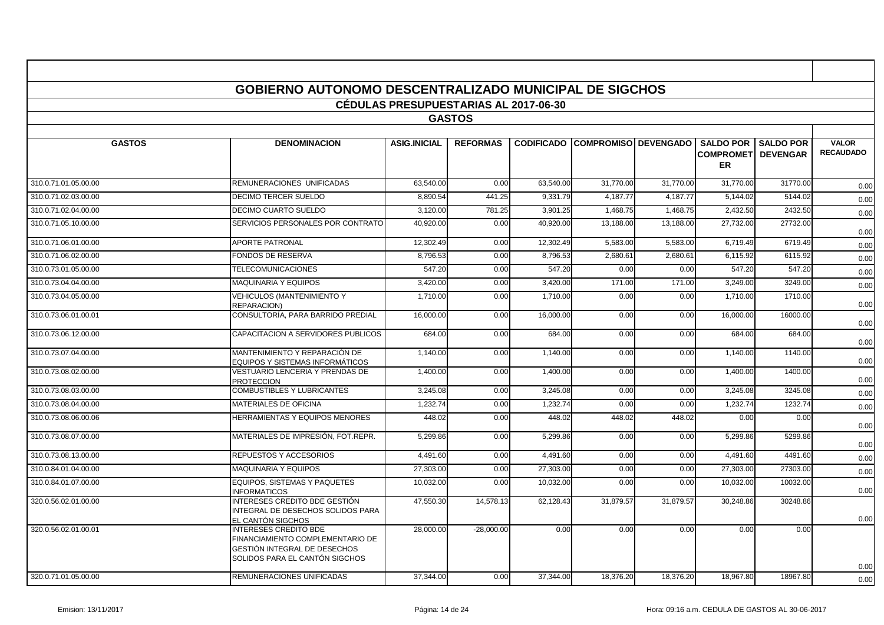# GOBIERNO AUTONOMO DESCENTRALIZADO MUNICIPAL DE SIGCHOS

## CÉDULAS PRESUPUESTARIAS AL 2017-06-30

### GASTOS

| GASTOS | DENOMINACION | ASIG.INICIAL | REFORMAS | CODIFICADO | COMPROMISO | DEVENGADO | SALDO POR COMPROMETER | SALDO POR DEVENGAR | VALOR RECAUDADO |
|---|---|---|---|---|---|---|---|---|---|
| 310.0.71.01.05.00.00 | REMUNERACIONES UNIFICADAS | 63,540.00 | 0.00 | 63,540.00 | 31,770.00 | 31,770.00 | 31,770.00 | 31770.00 | 0.00 |
| 310.0.71.02.03.00.00 | DECIMO TERCER SUELDO | 8,890.54 | 441.25 | 9,331.79 | 4,187.77 | 4,187.77 | 5,144.02 | 5144.02 | 0.00 |
| 310.0.71.02.04.00.00 | DECIMO CUARTO SUELDO | 3,120.00 | 781.25 | 3,901.25 | 1,468.75 | 1,468.75 | 2,432.50 | 2432.50 | 0.00 |
| 310.0.71.05.10.00.00 | SERVICIOS PERSONALES POR CONTRATO | 40,920.00 | 0.00 | 40,920.00 | 13,188.00 | 13,188.00 | 27,732.00 | 27732.00 | 0.00 |
| 310.0.71.06.01.00.00 | APORTE PATRONAL | 12,302.49 | 0.00 | 12,302.49 | 5,583.00 | 5,583.00 | 6,719.49 | 6719.49 | 0.00 |
| 310.0.71.06.02.00.00 | FONDOS DE RESERVA | 8,796.53 | 0.00 | 8,796.53 | 2,680.61 | 2,680.61 | 6,115.92 | 6115.92 | 0.00 |
| 310.0.73.01.05.00.00 | TELECOMUNICACIONES | 547.20 | 0.00 | 547.20 | 0.00 | 0.00 | 547.20 | 547.20 | 0.00 |
| 310.0.73.04.04.00.00 | MAQUINARIA Y EQUIPOS | 3,420.00 | 0.00 | 3,420.00 | 171.00 | 171.00 | 3,249.00 | 3249.00 | 0.00 |
| 310.0.73.04.05.00.00 | VEHICULOS (MANTENIMIENTO Y REPARACION) | 1,710.00 | 0.00 | 1,710.00 | 0.00 | 0.00 | 1,710.00 | 1710.00 | 0.00 |
| 310.0.73.06.01.00.01 | CONSULTORÍA, PARA BARRIDO PREDIAL | 16,000.00 | 0.00 | 16,000.00 | 0.00 | 0.00 | 16,000.00 | 16000.00 | 0.00 |
| 310.0.73.06.12.00.00 | CAPACITACION A SERVIDORES PUBLICOS | 684.00 | 0.00 | 684.00 | 0.00 | 0.00 | 684.00 | 684.00 | 0.00 |
| 310.0.73.07.04.00.00 | MANTENIMIENTO Y REPARACIÓN DE EQUIPOS Y SISTEMAS INFORMÁTICOS | 1,140.00 | 0.00 | 1,140.00 | 0.00 | 0.00 | 1,140.00 | 1140.00 | 0.00 |
| 310.0.73.08.02.00.00 | VESTUARIO LENCERIA Y PRENDAS DE PROTECCION | 1,400.00 | 0.00 | 1,400.00 | 0.00 | 0.00 | 1,400.00 | 1400.00 | 0.00 |
| 310.0.73.08.03.00.00 | COMBUSTIBLES Y LUBRICANTES | 3,245.08 | 0.00 | 3,245.08 | 0.00 | 0.00 | 3,245.08 | 3245.08 | 0.00 |
| 310.0.73.08.04.00.00 | MATERIALES DE OFICINA | 1,232.74 | 0.00 | 1,232.74 | 0.00 | 0.00 | 1,232.74 | 1232.74 | 0.00 |
| 310.0.73.08.06.00.06 | HERRAMIENTAS Y EQUIPOS MENORES | 448.02 | 0.00 | 448.02 | 448.02 | 448.02 | 0.00 | 0.00 | 0.00 |
| 310.0.73.08.07.00.00 | MATERIALES DE IMPRESIÓN, FOT.REPR. | 5,299.86 | 0.00 | 5,299.86 | 0.00 | 0.00 | 5,299.86 | 5299.86 | 0.00 |
| 310.0.73.08.13.00.00 | REPUESTOS Y ACCESORIOS | 4,491.60 | 0.00 | 4,491.60 | 0.00 | 0.00 | 4,491.60 | 4491.60 | 0.00 |
| 310.0.84.01.04.00.00 | MAQUINARIA Y EQUIPOS | 27,303.00 | 0.00 | 27,303.00 | 0.00 | 0.00 | 27,303.00 | 27303.00 | 0.00 |
| 310.0.84.01.07.00.00 | EQUIPOS, SISTEMAS Y PAQUETES INFORMATICOS | 10,032.00 | 0.00 | 10,032.00 | 0.00 | 0.00 | 10,032.00 | 10032.00 | 0.00 |
| 320.0.56.02.01.00.00 | INTERESES CREDITO BDE GESTIÓN INTEGRAL DE DESECHOS SOLIDOS PARA EL CANTÓN SIGCHOS | 47,550.30 | 14,578.13 | 62,128.43 | 31,879.57 | 31,879.57 | 30,248.86 | 30248.86 | 0.00 |
| 320.0.56.02.01.00.01 | INTERESES CREDITO BDE FINANCIAMIENTO COMPLEMENTARIO DE GESTIÓN INTEGRAL DE DESECHOS SOLIDOS PARA EL CANTÓN SIGCHOS | 28,000.00 | -28,000.00 | 0.00 | 0.00 | 0.00 | 0.00 | 0.00 | 0.00 |
| 320.0.71.01.05.00.00 | REMUNERACIONES UNIFICADAS | 37,344.00 | 0.00 | 37,344.00 | 18,376.20 | 18,376.20 | 18,967.80 | 18967.80 | 0.00 |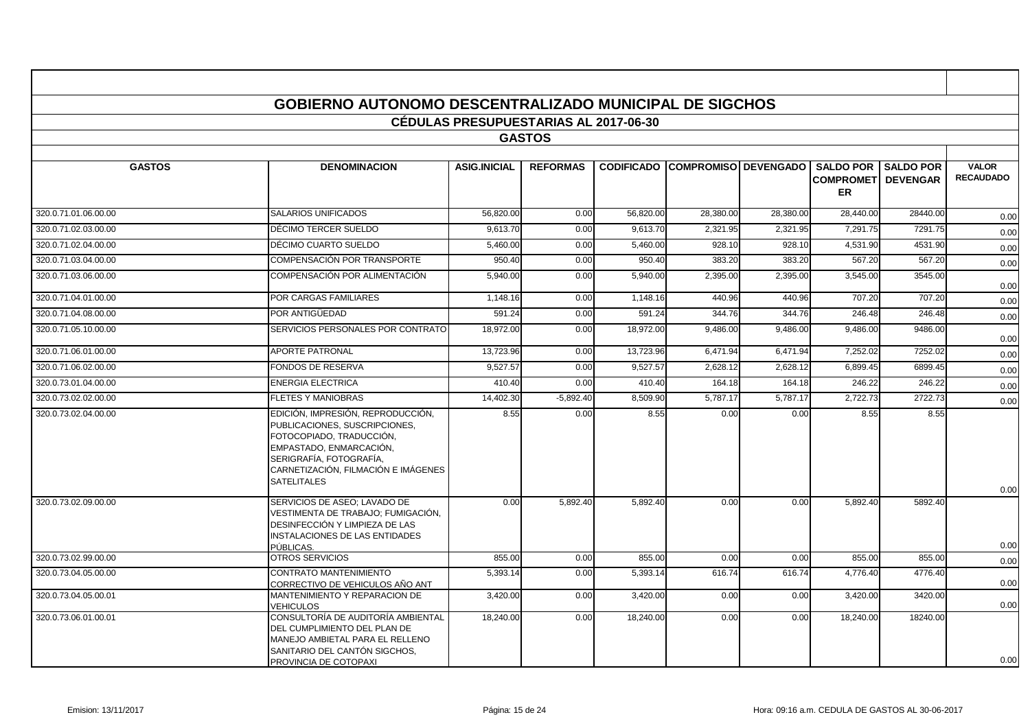# GOBIERNO AUTONOMO DESCENTRALIZADO MUNICIPAL DE SIGCHOS

## CÉDULAS PRESUPUESTARIAS AL 2017-06-30

### GASTOS

| GASTOS | DENOMINACION | ASIG.INICIAL | REFORMAS | CODIFICADO | COMPROMISO | DEVENGADO | SALDO POR COMPROMETER | SALDO POR DEVENGAR | VALOR RECAUDADO |
|---|---|---|---|---|---|---|---|---|---|
| 320.0.71.01.06.00.00 | SALARIOS UNIFICADOS | 56,820.00 | 0.00 | 56,820.00 | 28,380.00 | 28,380.00 | 28,440.00 | 28440.00 | 0.00 |
| 320.0.71.02.03.00.00 | DÉCIMO TERCER SUELDO | 9,613.70 | 0.00 | 9,613.70 | 2,321.95 | 2,321.95 | 7,291.75 | 7291.75 | 0.00 |
| 320.0.71.02.04.00.00 | DÉCIMO CUARTO SUELDO | 5,460.00 | 0.00 | 5,460.00 | 928.10 | 928.10 | 4,531.90 | 4531.90 | 0.00 |
| 320.0.71.03.04.00.00 | COMPENSACIÓN POR TRANSPORTE | 950.40 | 0.00 | 950.40 | 383.20 | 383.20 | 567.20 | 567.20 | 0.00 |
| 320.0.71.03.06.00.00 | COMPENSACIÓN POR ALIMENTACIÓN | 5,940.00 | 0.00 | 5,940.00 | 2,395.00 | 2,395.00 | 3,545.00 | 3545.00 | 0.00 |
| 320.0.71.04.01.00.00 | POR CARGAS FAMILIARES | 1,148.16 | 0.00 | 1,148.16 | 440.96 | 440.96 | 707.20 | 707.20 | 0.00 |
| 320.0.71.04.08.00.00 | POR ANTIGÜEDAD | 591.24 | 0.00 | 591.24 | 344.76 | 344.76 | 246.48 | 246.48 | 0.00 |
| 320.0.71.05.10.00.00 | SERVICIOS PERSONALES POR CONTRATO | 18,972.00 | 0.00 | 18,972.00 | 9,486.00 | 9,486.00 | 9,486.00 | 9486.00 | 0.00 |
| 320.0.71.06.01.00.00 | APORTE PATRONAL | 13,723.96 | 0.00 | 13,723.96 | 6,471.94 | 6,471.94 | 7,252.02 | 7252.02 | 0.00 |
| 320.0.71.06.02.00.00 | FONDOS DE RESERVA | 9,527.57 | 0.00 | 9,527.57 | 2,628.12 | 2,628.12 | 6,899.45 | 6899.45 | 0.00 |
| 320.0.73.01.04.00.00 | ENERGIA ELECTRICA | 410.40 | 0.00 | 410.40 | 164.18 | 164.18 | 246.22 | 246.22 | 0.00 |
| 320.0.73.02.02.00.00 | FLETES Y MANIOBRAS | 14,402.30 | -5,892.40 | 8,509.90 | 5,787.17 | 5,787.17 | 2,722.73 | 2722.73 | 0.00 |
| 320.0.73.02.04.00.00 | EDICIÓN, IMPRESIÓN, REPRODUCCIÓN, PUBLICACIONES, SUSCRIPCIONES, FOTOCOPIADO, TRADUCCIÓN, EMPASTADO, ENMARCACIÓN, SERIGRAFÍA, FOTOGRAFÍA, CARNETIZACIÓN, FILMACIÓN E IMÁGENES SATELITALES | 8.55 | 0.00 | 8.55 | 0.00 | 0.00 | 8.55 | 8.55 | 0.00 |
| 320.0.73.02.09.00.00 | SERVICIOS DE ASEO; LAVADO DE VESTIMENTA DE TRABAJO; FUMIGACIÓN, DESINFECCIÓN Y LIMPIEZA DE LAS INSTALACIONES DE LAS ENTIDADES PÚBLICAS. | 0.00 | 5,892.40 | 5,892.40 | 0.00 | 0.00 | 5,892.40 | 5892.40 | 0.00 |
| 320.0.73.02.99.00.00 | OTROS SERVICIOS | 855.00 | 0.00 | 855.00 | 0.00 | 0.00 | 855.00 | 855.00 | 0.00 |
| 320.0.73.04.05.00.00 | CONTRATO MANTENIMIENTO CORRECTIVO DE VEHICULOS AÑO ANT | 5,393.14 | 0.00 | 5,393.14 | 616.74 | 616.74 | 4,776.40 | 4776.40 | 0.00 |
| 320.0.73.04.05.00.01 | MANTENIMIENTO Y REPARACION DE VEHICULOS | 3,420.00 | 0.00 | 3,420.00 | 0.00 | 0.00 | 3,420.00 | 3420.00 | 0.00 |
| 320.0.73.06.01.00.01 | CONSULTORÍA DE AUDITORÍA AMBIENTAL DEL CUMPLIMIENTO DEL PLAN DE MANEJO AMBIETAL PARA EL RELLENO SANITARIO DEL CANTÓN SIGCHOS, PROVINCIA DE COTOPAXI | 18,240.00 | 0.00 | 18,240.00 | 0.00 | 0.00 | 18,240.00 | 18240.00 | 0.00 |

Emision: 13/11/2017 Hora: 09:16 a.m. CEDULA DE GASTOS AL 30-06-2017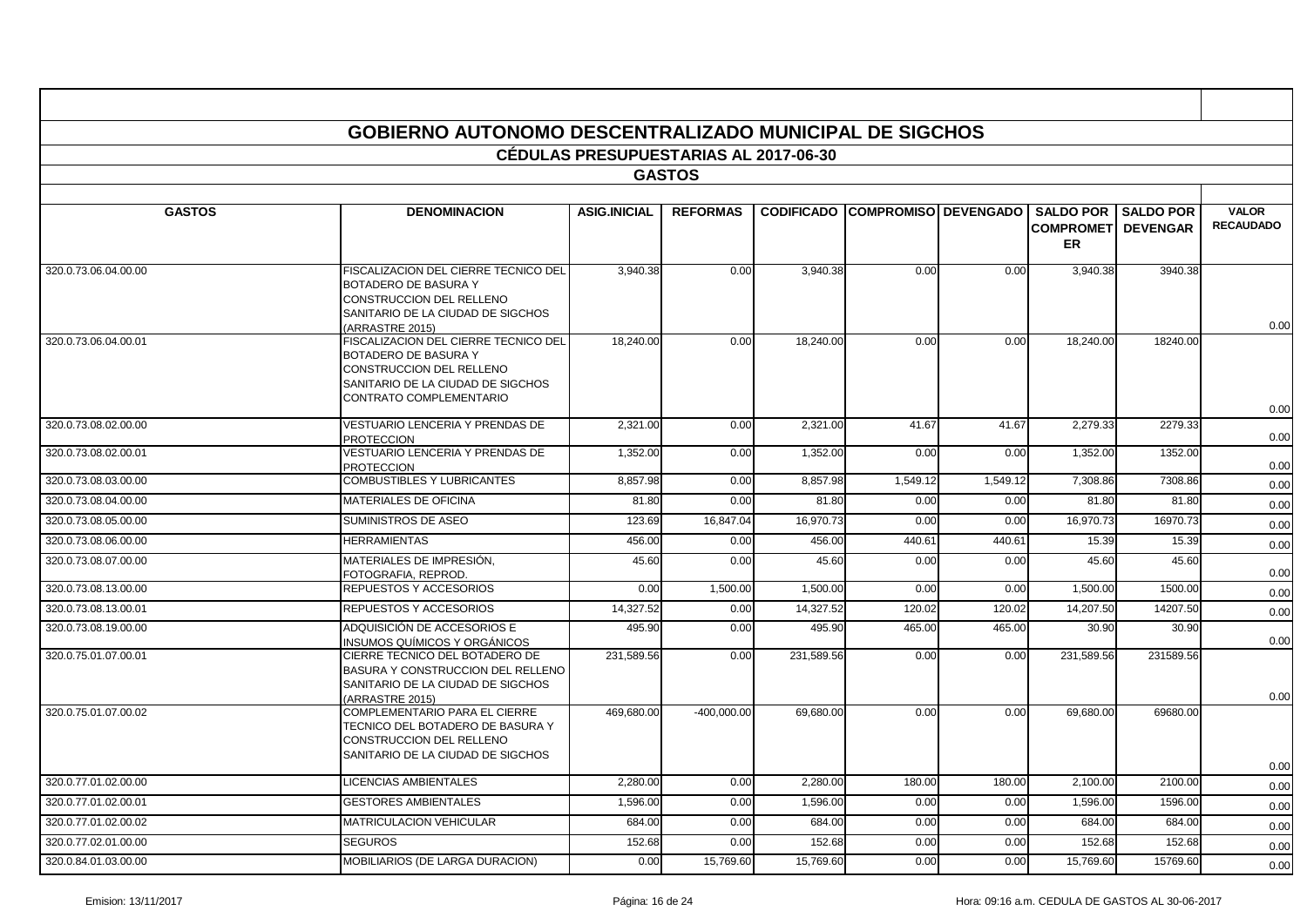# GOBIERNO AUTONOMO DESCENTRALIZADO MUNICIPAL DE SIGCHOS

## CÉDULAS PRESUPUESTARIAS AL 2017-06-30

### GASTOS

| GASTOS | DENOMINACION | ASIG.INICIAL | REFORMAS | CODIFICADO | COMPROMISO | DEVENGADO | SALDO POR COMPROMETER | SALDO POR DEVENGAR | VALOR RECAUDADO |
|---|---|---|---|---|---|---|---|---|---|
| 320.0.73.06.04.00.00 | FISCALIZACION DEL CIERRE TECNICO DEL BOTADERO DE BASURA Y CONSTRUCCION DEL RELLENO SANITARIO DE LA CIUDAD DE SIGCHOS (ARRASTRE 2015) | 3,940.38 | 0.00 | 3,940.38 | 0.00 | 0.00 | 3,940.38 | 3940.38 | 0.00 |
| 320.0.73.06.04.00.01 | FISCALIZACION DEL CIERRE TECNICO DEL BOTADERO DE BASURA Y CONSTRUCCION DEL RELLENO SANITARIO DE LA CIUDAD DE SIGCHOS CONTRATO COMPLEMENTARIO | 18,240.00 | 0.00 | 18,240.00 | 0.00 | 0.00 | 18,240.00 | 18240.00 | 0.00 |
| 320.0.73.08.02.00.00 | VESTUARIO LENCERIA Y PRENDAS DE PROTECCION | 2,321.00 | 0.00 | 2,321.00 | 41.67 | 41.67 | 2,279.33 | 2279.33 | 0.00 |
| 320.0.73.08.02.00.01 | VESTUARIO LENCERIA Y PRENDAS DE PROTECCION | 1,352.00 | 0.00 | 1,352.00 | 0.00 | 0.00 | 1,352.00 | 1352.00 | 0.00 |
| 320.0.73.08.03.00.00 | COMBUSTIBLES Y LUBRICANTES | 8,857.98 | 0.00 | 8,857.98 | 1,549.12 | 1,549.12 | 7,308.86 | 7308.86 | 0.00 |
| 320.0.73.08.04.00.00 | MATERIALES DE OFICINA | 81.80 | 0.00 | 81.80 | 0.00 | 0.00 | 81.80 | 81.80 | 0.00 |
| 320.0.73.08.05.00.00 | SUMINISTROS DE ASEO | 123.69 | 16,847.04 | 16,970.73 | 0.00 | 0.00 | 16,970.73 | 16970.73 | 0.00 |
| 320.0.73.08.06.00.00 | HERRAMIENTAS | 456.00 | 0.00 | 456.00 | 440.61 | 440.61 | 15.39 | 15.39 | 0.00 |
| 320.0.73.08.07.00.00 | MATERIALES DE IMPRESIÓN, FOTOGRAFIA, REPROD. | 45.60 | 0.00 | 45.60 | 0.00 | 0.00 | 45.60 | 45.60 | 0.00 |
| 320.0.73.08.13.00.00 | REPUESTOS Y ACCESORIOS | 0.00 | 1,500.00 | 1,500.00 | 0.00 | 0.00 | 1,500.00 | 1500.00 | 0.00 |
| 320.0.73.08.13.00.01 | REPUESTOS Y ACCESORIOS | 14,327.52 | 0.00 | 14,327.52 | 120.02 | 120.02 | 14,207.50 | 14207.50 | 0.00 |
| 320.0.73.08.19.00.00 | ADQUISICIÓN DE ACCESORIOS E INSUMOS QUÍMICOS Y ORGÁNICOS | 495.90 | 0.00 | 495.90 | 465.00 | 465.00 | 30.90 | 30.90 | 0.00 |
| 320.0.75.01.07.00.01 | CIERRE TECNICO DEL BOTADERO DE BASURA Y CONSTRUCCION DEL RELLENO SANITARIO DE LA CIUDAD DE SIGCHOS (ARRASTRE 2015) | 231,589.56 | 0.00 | 231,589.56 | 0.00 | 0.00 | 231,589.56 | 231589.56 | 0.00 |
| 320.0.75.01.07.00.02 | COMPLEMENTARIO PARA EL CIERRE TECNICO DEL BOTADERO DE BASURA Y CONSTRUCCION DEL RELLENO SANITARIO DE LA CIUDAD DE SIGCHOS | 469,680.00 | -400,000.00 | 69,680.00 | 0.00 | 0.00 | 69,680.00 | 69680.00 | 0.00 |
| 320.0.77.01.02.00.00 | LICENCIAS AMBIENTALES | 2,280.00 | 0.00 | 2,280.00 | 180.00 | 180.00 | 2,100.00 | 2100.00 | 0.00 |
| 320.0.77.01.02.00.01 | GESTORES AMBIENTALES | 1,596.00 | 0.00 | 1,596.00 | 0.00 | 0.00 | 1,596.00 | 1596.00 | 0.00 |
| 320.0.77.01.02.00.02 | MATRICULACION VEHICULAR | 684.00 | 0.00 | 684.00 | 0.00 | 0.00 | 684.00 | 684.00 | 0.00 |
| 320.0.77.02.01.00.00 | SEGUROS | 152.68 | 0.00 | 152.68 | 0.00 | 0.00 | 152.68 | 152.68 | 0.00 |
| 320.0.84.01.03.00.00 | MOBILIARIOS (DE LARGA DURACION) | 0.00 | 15,769.60 | 15,769.60 | 0.00 | 0.00 | 15,769.60 | 15769.60 | 0.00 |

Emision: 13/11/2017 Hora: 09:16 a.m. CEDULA DE GASTOS AL 30-06-2017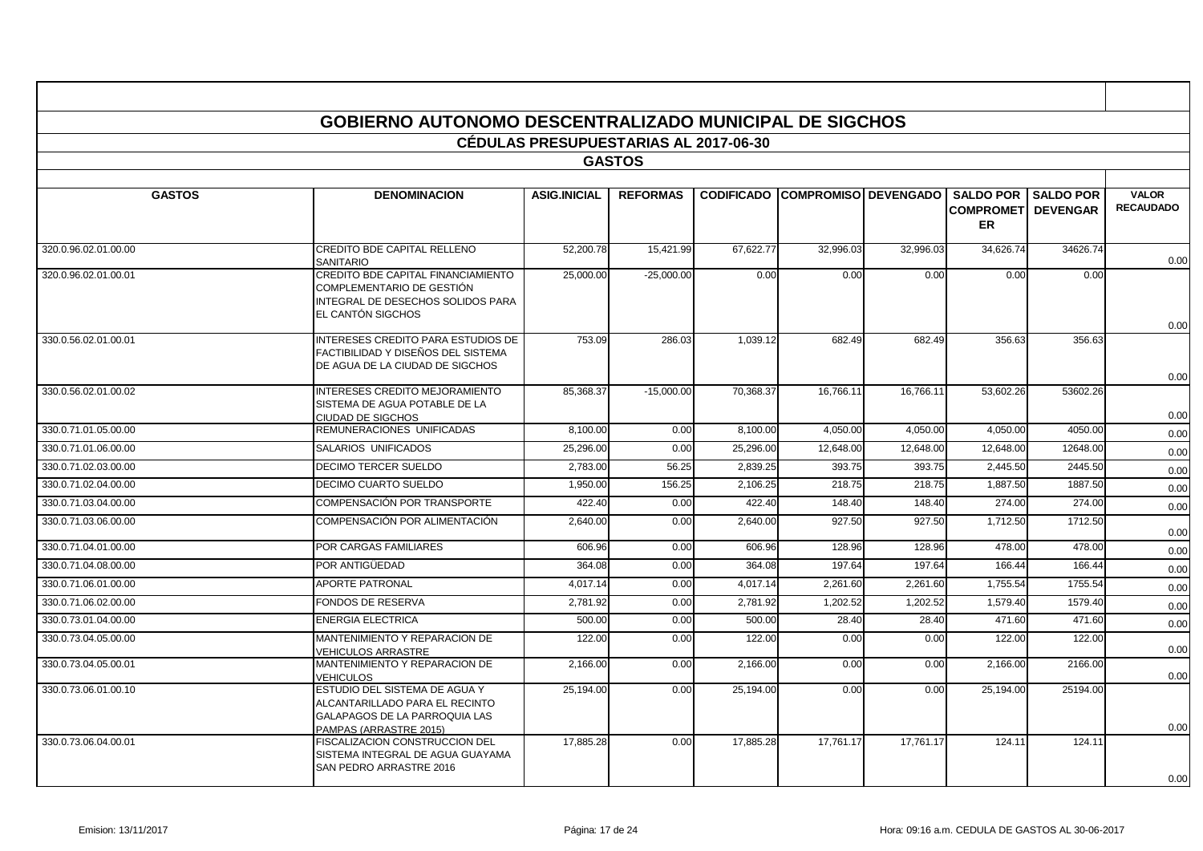# GOBIERNO AUTONOMO DESCENTRALIZADO MUNICIPAL DE SIGCHOS

## CÉDULAS PRESUPUESTARIAS AL 2017-06-30

### GASTOS

| GASTOS | DENOMINACION | ASIG.INICIAL | REFORMAS | CODIFICADO | COMPROMISO | DEVENGADO | SALDO POR COMPROMETER | SALDO POR DEVENGAR | VALOR RECAUDADO |
|---|---|---|---|---|---|---|---|---|---|
| 320.0.96.02.01.00.00 | CREDITO BDE CAPITAL RELLENO SANITARIO | 52,200.78 | 15,421.99 | 67,622.77 | 32,996.03 | 32,996.03 | 34,626.74 | 34626.74 | 0.00 |
| 320.0.96.02.01.00.01 | CREDITO BDE CAPITAL FINANCIAMIENTO COMPLEMENTARIO DE GESTIÓN INTEGRAL DE DESECHOS SOLIDOS PARA EL CANTÓN SIGCHOS | 25,000.00 | -25,000.00 | 0.00 | 0.00 | 0.00 | 0.00 | 0.00 | 0.00 |
| 330.0.56.02.01.00.01 | INTERESES CREDITO PARA ESTUDIOS DE FACTIBILIDAD Y DISEÑOS DEL SISTEMA DE AGUA DE LA CIUDAD DE SIGCHOS | 753.09 | 286.03 | 1,039.12 | 682.49 | 682.49 | 356.63 | 356.63 | 0.00 |
| 330.0.56.02.01.00.02 | INTERESES CREDITO MEJORAMIENTO SISTEMA DE AGUA POTABLE DE LA CIUDAD DE SIGCHOS | 85,368.37 | -15,000.00 | 70,368.37 | 16,766.11 | 16,766.11 | 53,602.26 | 53602.26 | 0.00 |
| 330.0.71.01.05.00.00 | REMUNERACIONES UNIFICADAS | 8,100.00 | 0.00 | 8,100.00 | 4,050.00 | 4,050.00 | 4,050.00 | 4050.00 | 0.00 |
| 330.0.71.01.06.00.00 | SALARIOS UNIFICADOS | 25,296.00 | 0.00 | 25,296.00 | 12,648.00 | 12,648.00 | 12,648.00 | 12648.00 | 0.00 |
| 330.0.71.02.03.00.00 | DECIMO TERCER SUELDO | 2,783.00 | 56.25 | 2,839.25 | 393.75 | 393.75 | 2,445.50 | 2445.50 | 0.00 |
| 330.0.71.02.04.00.00 | DECIMO CUARTO SUELDO | 1,950.00 | 156.25 | 2,106.25 | 218.75 | 218.75 | 1,887.50 | 1887.50 | 0.00 |
| 330.0.71.03.04.00.00 | COMPENSACIÓN POR TRANSPORTE | 422.40 | 0.00 | 422.40 | 148.40 | 148.40 | 274.00 | 274.00 | 0.00 |
| 330.0.71.03.06.00.00 | COMPENSACIÓN POR ALIMENTACIÓN | 2,640.00 | 0.00 | 2,640.00 | 927.50 | 927.50 | 1,712.50 | 1712.50 | 0.00 |
| 330.0.71.04.01.00.00 | POR CARGAS FAMILIARES | 606.96 | 0.00 | 606.96 | 128.96 | 128.96 | 478.00 | 478.00 | 0.00 |
| 330.0.71.04.08.00.00 | POR ANTIGÜEDAD | 364.08 | 0.00 | 364.08 | 197.64 | 197.64 | 166.44 | 166.44 | 0.00 |
| 330.0.71.06.01.00.00 | APORTE PATRONAL | 4,017.14 | 0.00 | 4,017.14 | 2,261.60 | 2,261.60 | 1,755.54 | 1755.54 | 0.00 |
| 330.0.71.06.02.00.00 | FONDOS DE RESERVA | 2,781.92 | 0.00 | 2,781.92 | 1,202.52 | 1,202.52 | 1,579.40 | 1579.40 | 0.00 |
| 330.0.73.01.04.00.00 | ENERGIA ELECTRICA | 500.00 | 0.00 | 500.00 | 28.40 | 28.40 | 471.60 | 471.60 | 0.00 |
| 330.0.73.04.05.00.00 | MANTENIMIENTO Y REPARACION DE VEHICULOS ARRASTRE | 122.00 | 0.00 | 122.00 | 0.00 | 0.00 | 122.00 | 122.00 | 0.00 |
| 330.0.73.04.05.00.01 | MANTENIMIENTO Y REPARACION DE VEHICULOS | 2,166.00 | 0.00 | 2,166.00 | 0.00 | 0.00 | 2,166.00 | 2166.00 | 0.00 |
| 330.0.73.06.01.00.10 | ESTUDIO DEL SISTEMA DE AGUA Y ALCANTARILLADO PARA EL RECINTO GALAPAGOS DE LA PARROQUIA LAS PAMPAS (ARRASTRE 2015) | 25,194.00 | 0.00 | 25,194.00 | 0.00 | 0.00 | 25,194.00 | 25194.00 | 0.00 |
| 330.0.73.06.04.00.01 | FISCALIZACION CONSTRUCCION DEL SISTEMA INTEGRAL DE AGUA GUAYAMA SAN PEDRO ARRASTRE 2016 | 17,885.28 | 0.00 | 17,885.28 | 17,761.17 | 17,761.17 | 124.11 | 124.11 | 0.00 |

Emision: 13/11/2017 Hora: 09:16 a.m. CEDULA DE GASTOS AL 30-06-2017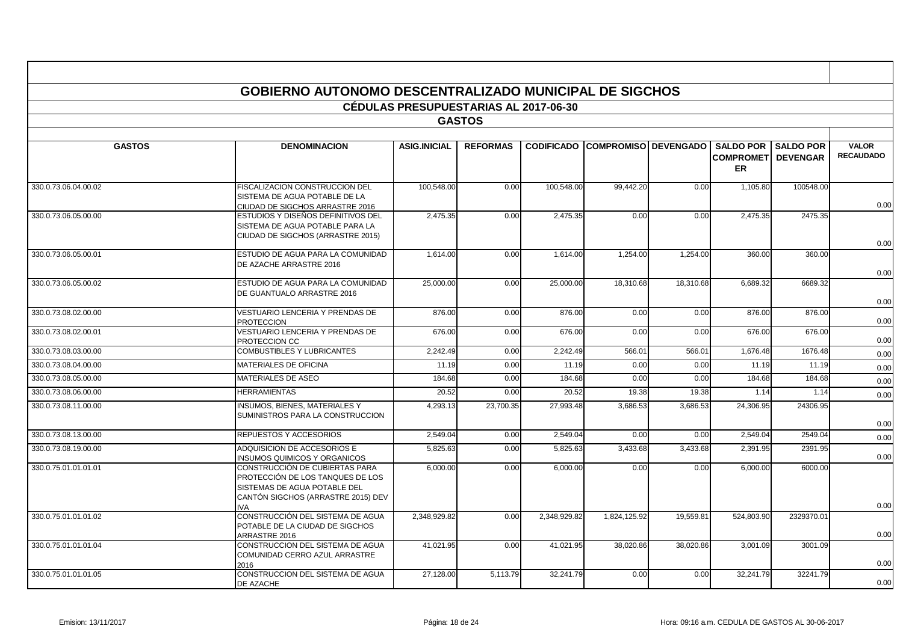# GOBIERNO AUTONOMO DESCENTRALIZADO MUNICIPAL DE SIGCHOS

## CÉDULAS PRESUPUESTARIAS AL 2017-06-30

## GASTOS

| GASTOS | DENOMINACION | ASIG.INICIAL | REFORMAS | CODIFICADO | COMPROMISO | DEVENGADO | SALDO POR COMPROMETER | SALDO POR DEVENGAR | VALOR RECAUDADO |
|---|---|---|---|---|---|---|---|---|---|
| 330.0.73.06.04.00.02 | FISCALIZACION CONSTRUCCION DEL SISTEMA DE AGUA POTABLE DE LA CIUDAD DE SIGCHOS ARRASTRE 2016 | 100,548.00 | 0.00 | 100,548.00 | 99,442.20 | 0.00 | 1,105.80 | 100548.00 | 0.00 |
| 330.0.73.06.05.00.00 | ESTUDIOS Y DISEÑOS DEFINITIVOS DEL SISTEMA DE AGUA POTABLE PARA LA CIUDAD DE SIGCHOS (ARRASTRE 2015) | 2,475.35 | 0.00 | 2,475.35 | 0.00 | 0.00 | 2,475.35 | 2475.35 | 0.00 |
| 330.0.73.06.05.00.01 | ESTUDIO DE AGUA PARA LA COMUNIDAD DE AZACHE ARRASTRE 2016 | 1,614.00 | 0.00 | 1,614.00 | 1,254.00 | 1,254.00 | 360.00 | 360.00 | 0.00 |
| 330.0.73.06.05.00.02 | ESTUDIO DE AGUA PARA LA COMUNIDAD DE GUANTUALO ARRASTRE 2016 | 25,000.00 | 0.00 | 25,000.00 | 18,310.68 | 18,310.68 | 6,689.32 | 6689.32 | 0.00 |
| 330.0.73.08.02.00.00 | VESTUARIO LENCERIA Y PRENDAS DE PROTECCION | 876.00 | 0.00 | 876.00 | 0.00 | 0.00 | 876.00 | 876.00 | 0.00 |
| 330.0.73.08.02.00.01 | VESTUARIO LENCERIA Y PRENDAS DE PROTECCION CC | 676.00 | 0.00 | 676.00 | 0.00 | 0.00 | 676.00 | 676.00 | 0.00 |
| 330.0.73.08.03.00.00 | COMBUSTIBLES Y LUBRICANTES | 2,242.49 | 0.00 | 2,242.49 | 566.01 | 566.01 | 1,676.48 | 1676.48 | 0.00 |
| 330.0.73.08.04.00.00 | MATERIALES DE OFICINA | 11.19 | 0.00 | 11.19 | 0.00 | 0.00 | 11.19 | 11.19 | 0.00 |
| 330.0.73.08.05.00.00 | MATERIALES DE ASEO | 184.68 | 0.00 | 184.68 | 0.00 | 0.00 | 184.68 | 184.68 | 0.00 |
| 330.0.73.08.06.00.00 | HERRAMIENTAS | 20.52 | 0.00 | 20.52 | 19.38 | 19.38 | 1.14 | 1.14 | 0.00 |
| 330.0.73.08.11.00.00 | INSUMOS, BIENES, MATERIALES Y SUMINISTROS PARA LA CONSTRUCCION | 4,293.13 | 23,700.35 | 27,993.48 | 3,686.53 | 3,686.53 | 24,306.95 | 24306.95 | 0.00 |
| 330.0.73.08.13.00.00 | REPUESTOS Y ACCESORIOS | 2,549.04 | 0.00 | 2,549.04 | 0.00 | 0.00 | 2,549.04 | 2549.04 | 0.00 |
| 330.0.73.08.19.00.00 | ADQUISICION DE ACCESORIOS E INSUMOS QUIMICOS Y ORGANICOS | 5,825.63 | 0.00 | 5,825.63 | 3,433.68 | 3,433.68 | 2,391.95 | 2391.95 | 0.00 |
| 330.0.75.01.01.01.01 | CONSTRUCCIÓN DE CUBIERTAS PARA PROTECCIÓN DE LOS TANQUES DE LOS SISTEMAS DE AGUA POTABLE DEL CANTÓN SIGCHOS (ARRASTRE 2015) DEV IVA | 6,000.00 | 0.00 | 6,000.00 | 0.00 | 0.00 | 6,000.00 | 6000.00 | 0.00 |
| 330.0.75.01.01.01.02 | CONSTRUCCIÓN DEL SISTEMA DE AGUA POTABLE DE LA CIUDAD DE SIGCHOS ARRASTRE 2016 | 2,348,929.82 | 0.00 | 2,348,929.82 | 1,824,125.92 | 19,559.81 | 524,803.90 | 2329370.01 | 0.00 |
| 330.0.75.01.01.01.04 | CONSTRUCCION DEL SISTEMA DE AGUA COMUNIDAD CERRO AZUL ARRASTRE 2016 | 41,021.95 | 0.00 | 41,021.95 | 38,020.86 | 38,020.86 | 3,001.09 | 3001.09 | 0.00 |
| 330.0.75.01.01.01.05 | CONSTRUCCION DEL SISTEMA DE AGUA DE AZACHE | 27,128.00 | 5,113.79 | 32,241.79 | 0.00 | 0.00 | 32,241.79 | 32241.79 | 0.00 |

Emision: 13/11/2017 Hora: 09:16 a.m. CEDULA DE GASTOS AL 30-06-2017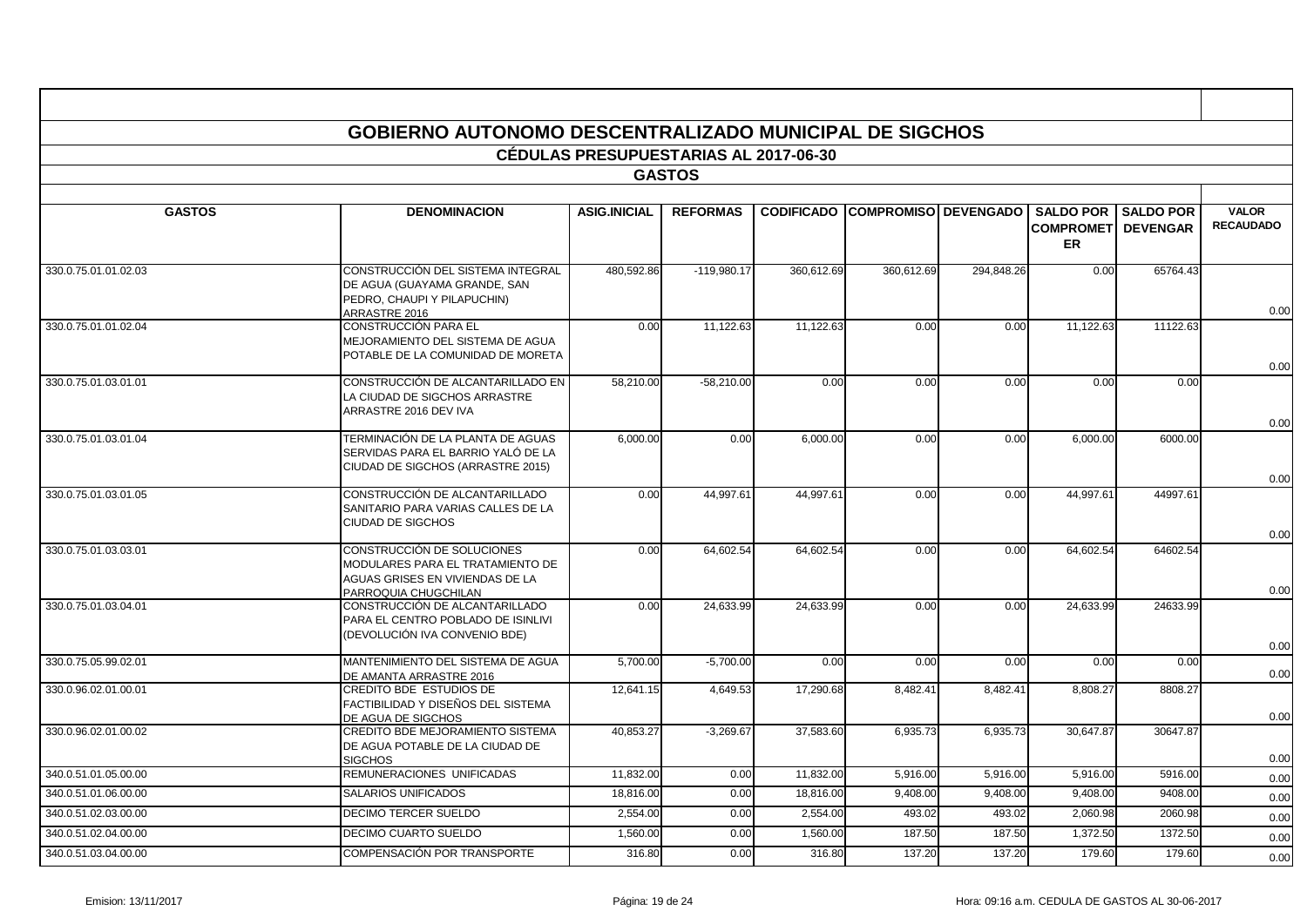# GOBIERNO AUTONOMO DESCENTRALIZADO MUNICIPAL DE SIGCHOS

## CÉDULAS PRESUPUESTARIAS AL 2017-06-30

### GASTOS

| GASTOS | DENOMINACION | ASIG.INICIAL | REFORMAS | CODIFICADO | COMPROMISO | DEVENGADO | SALDO POR COMPROMETER | SALDO POR DEVENGAR | VALOR RECAUDADO |
|---|---|---|---|---|---|---|---|---|---|
| 330.0.75.01.01.02.03 | CONSTRUCCIÓN DEL SISTEMA INTEGRAL DE AGUA (GUAYAMA GRANDE, SAN PEDRO, CHAUPI Y PILAPUCHIN) ARRASTRE 2016 | 480,592.86 | -119,980.17 | 360,612.69 | 360,612.69 | 294,848.26 | 0.00 | 65764.43 | 0.00 |
| 330.0.75.01.01.02.04 | CONSTRUCCIÓN PARA EL MEJORAMIENTO DEL SISTEMA DE AGUA POTABLE DE LA COMUNIDAD DE MORETA | 0.00 | 11,122.63 | 11,122.63 | 0.00 | 0.00 | 11,122.63 | 11122.63 | 0.00 |
| 330.0.75.01.03.01.01 | CONSTRUCCIÓN DE ALCANTARILLADO EN LA CIUDAD DE SIGCHOS ARRASTRE ARRASTRE 2016 DEV IVA | 58,210.00 | -58,210.00 | 0.00 | 0.00 | 0.00 | 0.00 | 0.00 | 0.00 |
| 330.0.75.01.03.01.04 | TERMINACIÓN DE LA PLANTA DE AGUAS SERVIDAS PARA EL BARRIO YALÓ DE LA CIUDAD DE SIGCHOS (ARRASTRE 2015) | 6,000.00 | 0.00 | 6,000.00 | 0.00 | 0.00 | 6,000.00 | 6000.00 | 0.00 |
| 330.0.75.01.03.01.05 | CONSTRUCCIÓN DE ALCANTARILLADO SANITARIO PARA VARIAS CALLES DE LA CIUDAD DE SIGCHOS | 0.00 | 44,997.61 | 44,997.61 | 0.00 | 0.00 | 44,997.61 | 44997.61 | 0.00 |
| 330.0.75.01.03.03.01 | CONSTRUCCIÓN DE SOLUCIONES MODULARES PARA EL TRATAMIENTO DE AGUAS GRISES EN VIVIENDAS DE LA PARROQUIA CHUGCHILAN | 0.00 | 64,602.54 | 64,602.54 | 0.00 | 0.00 | 64,602.54 | 64602.54 | 0.00 |
| 330.0.75.01.03.04.01 | CONSTRUCCIÓN DE ALCANTARILLADO PARA EL CENTRO POBLADO DE ISINLIVI (DEVOLUCIÓN IVA CONVENIO BDE) | 0.00 | 24,633.99 | 24,633.99 | 0.00 | 0.00 | 24,633.99 | 24633.99 | 0.00 |
| 330.0.75.05.99.02.01 | MANTENIMIENTO DEL SISTEMA DE AGUA DE AMANTA ARRASTRE 2016 | 5,700.00 | -5,700.00 | 0.00 | 0.00 | 0.00 | 0.00 | 0.00 | 0.00 |
| 330.0.96.02.01.00.01 | CREDITO BDE ESTUDIOS DE FACTIBILIDAD Y DISEÑOS DEL SISTEMA DE AGUA DE SIGCHOS | 12,641.15 | 4,649.53 | 17,290.68 | 8,482.41 | 8,482.41 | 8,808.27 | 8808.27 | 0.00 |
| 330.0.96.02.01.00.02 | CREDITO BDE MEJORAMIENTO SISTEMA DE AGUA POTABLE DE LA CIUDAD DE SIGCHOS | 40,853.27 | -3,269.67 | 37,583.60 | 6,935.73 | 6,935.73 | 30,647.87 | 30647.87 | 0.00 |
| 340.0.51.01.05.00.00 | REMUNERACIONES UNIFICADAS | 11,832.00 | 0.00 | 11,832.00 | 5,916.00 | 5,916.00 | 5,916.00 | 5916.00 | 0.00 |
| 340.0.51.01.06.00.00 | SALARIOS UNIFICADOS | 18,816.00 | 0.00 | 18,816.00 | 9,408.00 | 9,408.00 | 9,408.00 | 9408.00 | 0.00 |
| 340.0.51.02.03.00.00 | DECIMO TERCER SUELDO | 2,554.00 | 0.00 | 2,554.00 | 493.02 | 493.02 | 2,060.98 | 2060.98 | 0.00 |
| 340.0.51.02.04.00.00 | DECIMO CUARTO SUELDO | 1,560.00 | 0.00 | 1,560.00 | 187.50 | 187.50 | 1,372.50 | 1372.50 | 0.00 |
| 340.0.51.03.04.00.00 | COMPENSACIÓN POR TRANSPORTE | 316.80 | 0.00 | 316.80 | 137.20 | 137.20 | 179.60 | 179.60 | 0.00 |

Emision: 13/11/2017 Hora: 09:16 a.m. CEDULA DE GASTOS AL 30-06-2017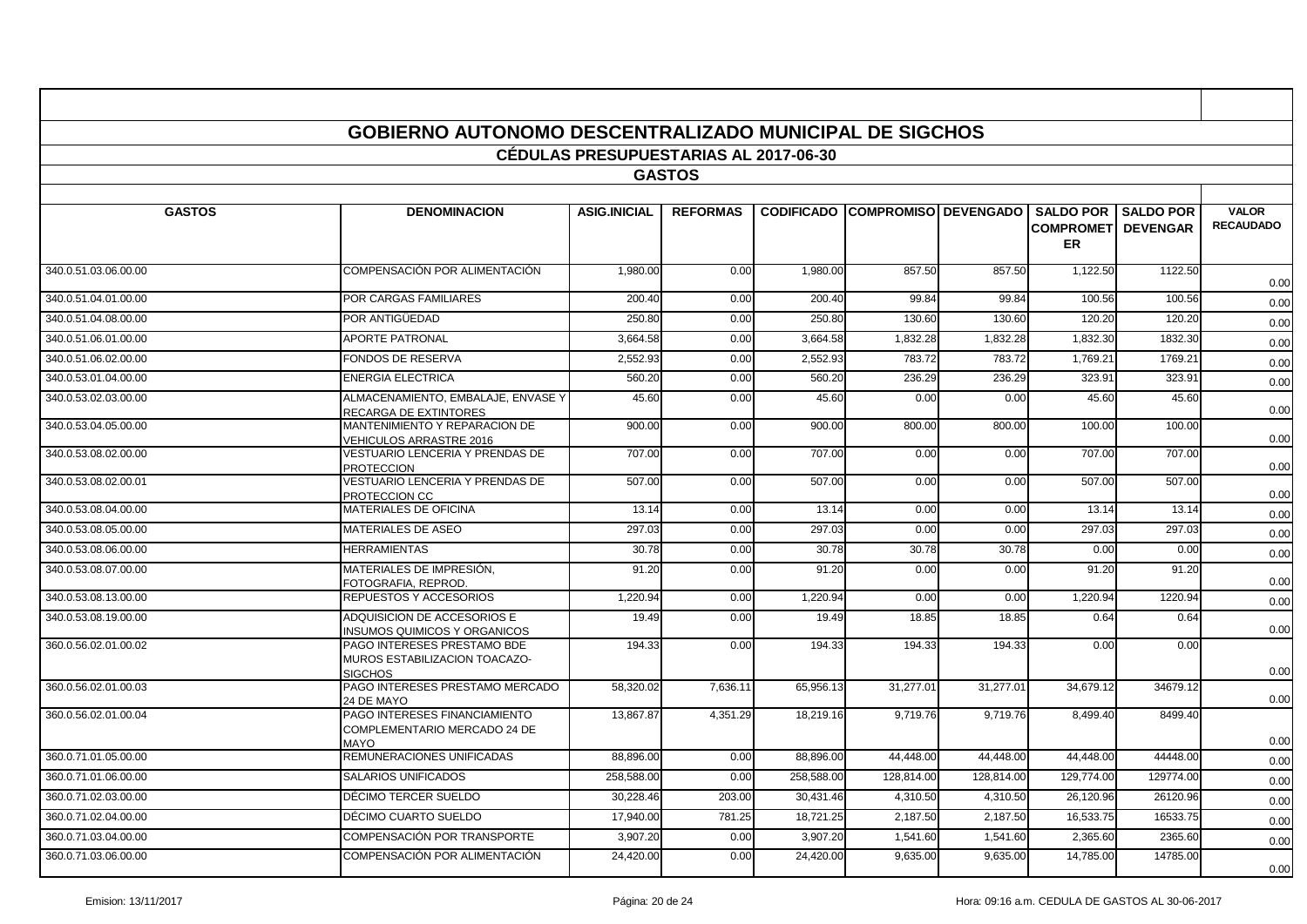# GOBIERNO AUTONOMO DESCENTRALIZADO MUNICIPAL DE SIGCHOS

## CÉDULAS PRESUPUESTARIAS AL 2017-06-30

### GASTOS

| GASTOS | DENOMINACION | ASIG.INICIAL | REFORMAS | CODIFICADO | COMPROMISO | DEVENGADO | SALDO POR COMPROMETER | SALDO POR DEVENGAR | VALOR RECAUDADO |
|---|---|---|---|---|---|---|---|---|---|
| 340.0.51.03.06.00.00 | COMPENSACIÓN POR ALIMENTACIÓN | 1,980.00 | 0.00 | 1,980.00 | 857.50 | 857.50 | 1,122.50 | 1122.50 | 0.00 |
| 340.0.51.04.01.00.00 | POR CARGAS FAMILIARES | 200.40 | 0.00 | 200.40 | 99.84 | 99.84 | 100.56 | 100.56 | 0.00 |
| 340.0.51.04.08.00.00 | POR ANTIGÜEDAD | 250.80 | 0.00 | 250.80 | 130.60 | 130.60 | 120.20 | 120.20 | 0.00 |
| 340.0.51.06.01.00.00 | APORTE PATRONAL | 3,664.58 | 0.00 | 3,664.58 | 1,832.28 | 1,832.28 | 1,832.30 | 1832.30 | 0.00 |
| 340.0.51.06.02.00.00 | FONDOS DE RESERVA | 2,552.93 | 0.00 | 2,552.93 | 783.72 | 783.72 | 1,769.21 | 1769.21 | 0.00 |
| 340.0.53.01.04.00.00 | ENERGIA ELECTRICA | 560.20 | 0.00 | 560.20 | 236.29 | 236.29 | 323.91 | 323.91 | 0.00 |
| 340.0.53.02.03.00.00 | ALMACENAMIENTO, EMBALAJE, ENVASE Y RECARGA DE EXTINTORES | 45.60 | 0.00 | 45.60 | 0.00 | 0.00 | 45.60 | 45.60 | 0.00 |
| 340.0.53.04.05.00.00 | MANTENIMIENTO Y REPARACION DE VEHICULOS ARRASTRE 2016 | 900.00 | 0.00 | 900.00 | 800.00 | 800.00 | 100.00 | 100.00 | 0.00 |
| 340.0.53.08.02.00.00 | VESTUARIO LENCERIA Y PRENDAS DE PROTECCION | 707.00 | 0.00 | 707.00 | 0.00 | 0.00 | 707.00 | 707.00 | 0.00 |
| 340.0.53.08.02.00.01 | VESTUARIO LENCERIA Y PRENDAS DE PROTECCION CC | 507.00 | 0.00 | 507.00 | 0.00 | 0.00 | 507.00 | 507.00 | 0.00 |
| 340.0.53.08.04.00.00 | MATERIALES DE OFICINA | 13.14 | 0.00 | 13.14 | 0.00 | 0.00 | 13.14 | 13.14 | 0.00 |
| 340.0.53.08.05.00.00 | MATERIALES DE ASEO | 297.03 | 0.00 | 297.03 | 0.00 | 0.00 | 297.03 | 297.03 | 0.00 |
| 340.0.53.08.06.00.00 | HERRAMIENTAS | 30.78 | 0.00 | 30.78 | 30.78 | 30.78 | 0.00 | 0.00 | 0.00 |
| 340.0.53.08.07.00.00 | MATERIALES DE IMPRESIÓN, FOTOGRAFIA, REPROD. | 91.20 | 0.00 | 91.20 | 0.00 | 0.00 | 91.20 | 91.20 | 0.00 |
| 340.0.53.08.13.00.00 | REPUESTOS Y ACCESORIOS | 1,220.94 | 0.00 | 1,220.94 | 0.00 | 0.00 | 1,220.94 | 1220.94 | 0.00 |
| 340.0.53.08.19.00.00 | ADQUISICION DE ACCESORIOS E INSUMOS QUIMICOS Y ORGANICOS | 19.49 | 0.00 | 19.49 | 18.85 | 18.85 | 0.64 | 0.64 | 0.00 |
| 360.0.56.02.01.00.02 | PAGO INTERESES PRESTAMO BDE MUROS ESTABILIZACION TOACAZO-SIGCHOS | 194.33 | 0.00 | 194.33 | 194.33 | 194.33 | 0.00 | 0.00 | 0.00 |
| 360.0.56.02.01.00.03 | PAGO INTERESES PRESTAMO MERCADO 24 DE MAYO | 58,320.02 | 7,636.11 | 65,956.13 | 31,277.01 | 31,277.01 | 34,679.12 | 34679.12 | 0.00 |
| 360.0.56.02.01.00.04 | PAGO INTERESES FINANCIAMIENTO COMPLEMENTARIO MERCADO 24 DE MAYO | 13,867.87 | 4,351.29 | 18,219.16 | 9,719.76 | 9,719.76 | 8,499.40 | 8499.40 | 0.00 |
| 360.0.71.01.05.00.00 | REMUNERACIONES UNIFICADAS | 88,896.00 | 0.00 | 88,896.00 | 44,448.00 | 44,448.00 | 44,448.00 | 44448.00 | 0.00 |
| 360.0.71.01.06.00.00 | SALARIOS UNIFICADOS | 258,588.00 | 0.00 | 258,588.00 | 128,814.00 | 128,814.00 | 129,774.00 | 129774.00 | 0.00 |
| 360.0.71.02.03.00.00 | DÉCIMO TERCER SUELDO | 30,228.46 | 203.00 | 30,431.46 | 4,310.50 | 4,310.50 | 26,120.96 | 26120.96 | 0.00 |
| 360.0.71.02.04.00.00 | DÉCIMO CUARTO SUELDO | 17,940.00 | 781.25 | 18,721.25 | 2,187.50 | 2,187.50 | 16,533.75 | 16533.75 | 0.00 |
| 360.0.71.03.04.00.00 | COMPENSACIÓN POR TRANSPORTE | 3,907.20 | 0.00 | 3,907.20 | 1,541.60 | 1,541.60 | 2,365.60 | 2365.60 | 0.00 |
| 360.0.71.03.06.00.00 | COMPENSACIÓN POR ALIMENTACIÓN | 24,420.00 | 0.00 | 24,420.00 | 9,635.00 | 9,635.00 | 14,785.00 | 14785.00 | 0.00 |

Emision: 13/11/2017 Hora: 09:16 a.m. CEDULA DE GASTOS AL 30-06-2017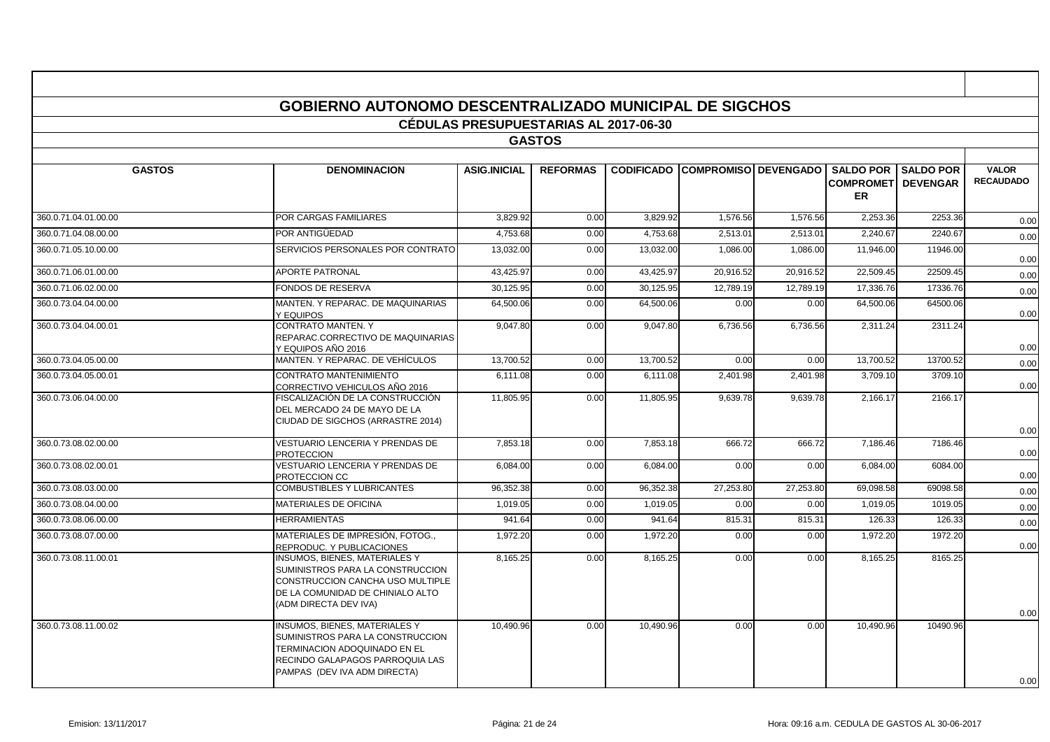# GOBIERNO AUTONOMO DESCENTRALIZADO MUNICIPAL DE SIGCHOS

## CÉDULAS PRESUPUESTARIAS AL 2017-06-30

### GASTOS

| GASTOS | DENOMINACION | ASIG.INICIAL | REFORMAS | CODIFICADO | COMPROMISO | DEVENGADO | SALDO POR COMPROMETER | SALDO POR DEVENGAR | VALOR RECAUDADO |
|---|---|---|---|---|---|---|---|---|---|
| 360.0.71.04.01.00.00 | POR CARGAS FAMILIARES | 3,829.92 | 0.00 | 3,829.92 | 1,576.56 | 1,576.56 | 2,253.36 | 2253.36 | 0.00 |
| 360.0.71.04.08.00.00 | POR ANTIGÜEDAD | 4,753.68 | 0.00 | 4,753.68 | 2,513.01 | 2,513.01 | 2,240.67 | 2240.67 | 0.00 |
| 360.0.71.05.10.00.00 | SERVICIOS PERSONALES POR CONTRATO | 13,032.00 | 0.00 | 13,032.00 | 1,086.00 | 1,086.00 | 11,946.00 | 11946.00 | 0.00 |
| 360.0.71.06.01.00.00 | APORTE PATRONAL | 43,425.97 | 0.00 | 43,425.97 | 20,916.52 | 20,916.52 | 22,509.45 | 22509.45 | 0.00 |
| 360.0.71.06.02.00.00 | FONDOS DE RESERVA | 30,125.95 | 0.00 | 30,125.95 | 12,789.19 | 12,789.19 | 17,336.76 | 17336.76 | 0.00 |
| 360.0.73.04.04.00.00 | MANTEN. Y REPARAC. DE MAQUINARIAS Y EQUIPOS | 64,500.06 | 0.00 | 64,500.06 | 0.00 | 0.00 | 64,500.06 | 64500.06 | 0.00 |
| 360.0.73.04.04.00.01 | CONTRATO MANTEN. Y REPARAC.CORRECTIVO DE MAQUINARIAS Y EQUIPOS AÑO 2016 | 9,047.80 | 0.00 | 9,047.80 | 6,736.56 | 6,736.56 | 2,311.24 | 2311.24 | 0.00 |
| 360.0.73.04.05.00.00 | MANTEN. Y REPARAC. DE VEHÍCULOS | 13,700.52 | 0.00 | 13,700.52 | 0.00 | 0.00 | 13,700.52 | 13700.52 | 0.00 |
| 360.0.73.04.05.00.01 | CONTRATO MANTENIMIENTO CORRECTIVO VEHICULOS AÑO 2016 | 6,111.08 | 0.00 | 6,111.08 | 2,401.98 | 2,401.98 | 3,709.10 | 3709.10 | 0.00 |
| 360.0.73.06.04.00.00 | FISCALIZACIÓN DE LA CONSTRUCCIÓN DEL MERCADO 24 DE MAYO DE LA CIUDAD DE SIGCHOS (ARRASTRE 2014) | 11,805.95 | 0.00 | 11,805.95 | 9,639.78 | 9,639.78 | 2,166.17 | 2166.17 | 0.00 |
| 360.0.73.08.02.00.00 | VESTUARIO LENCERIA Y PRENDAS DE PROTECCION | 7,853.18 | 0.00 | 7,853.18 | 666.72 | 666.72 | 7,186.46 | 7186.46 | 0.00 |
| 360.0.73.08.02.00.01 | VESTUARIO LENCERIA Y PRENDAS DE PROTECCION CC | 6,084.00 | 0.00 | 6,084.00 | 0.00 | 0.00 | 6,084.00 | 6084.00 | 0.00 |
| 360.0.73.08.03.00.00 | COMBUSTIBLES Y LUBRICANTES | 96,352.38 | 0.00 | 96,352.38 | 27,253.80 | 27,253.80 | 69,098.58 | 69098.58 | 0.00 |
| 360.0.73.08.04.00.00 | MATERIALES DE OFICINA | 1,019.05 | 0.00 | 1,019.05 | 0.00 | 0.00 | 1,019.05 | 1019.05 | 0.00 |
| 360.0.73.08.06.00.00 | HERRAMIENTAS | 941.64 | 0.00 | 941.64 | 815.31 | 815.31 | 126.33 | 126.33 | 0.00 |
| 360.0.73.08.07.00.00 | MATERIALES DE IMPRESIÓN, FOTOG., REPRODUC. Y PUBLICACIONES | 1,972.20 | 0.00 | 1,972.20 | 0.00 | 0.00 | 1,972.20 | 1972.20 | 0.00 |
| 360.0.73.08.11.00.01 | INSUMOS, BIENES, MATERIALES Y SUMINISTROS PARA LA CONSTRUCCION CONSTRUCCION CANCHA USO MULTIPLE DE LA COMUNIDAD DE CHINIALO ALTO (ADM DIRECTA DEV IVA) | 8,165.25 | 0.00 | 8,165.25 | 0.00 | 0.00 | 8,165.25 | 8165.25 | 0.00 |
| 360.0.73.08.11.00.02 | INSUMOS, BIENES, MATERIALES Y SUMINISTROS PARA LA CONSTRUCCION TERMINACION ADOQUINADO EN EL RECINDO GALAPAGOS PARROQUIA LAS PAMPAS (DEV IVA ADM DIRECTA) | 10,490.96 | 0.00 | 10,490.96 | 0.00 | 0.00 | 10,490.96 | 10490.96 | 0.00 |

Emision: 13/11/2017 | Hora: 09:16 a.m. CEDULA DE GASTOS AL 30-06-2017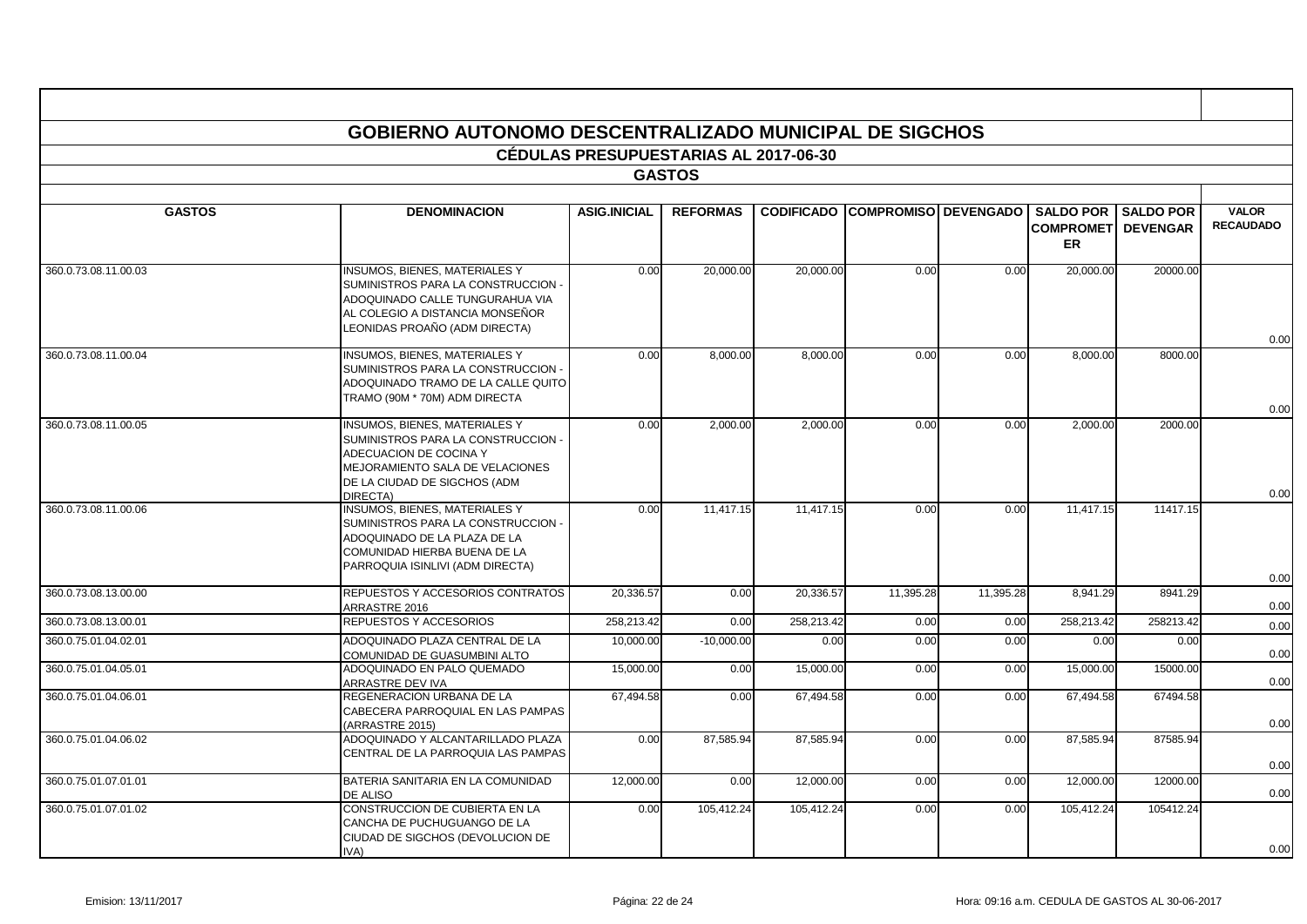# GOBIERNO AUTONOMO DESCENTRALIZADO MUNICIPAL DE SIGCHOS

## CÉDULAS PRESUPUESTARIAS AL 2017-06-30

### GASTOS

| GASTOS | DENOMINACION | ASIG.INICIAL | REFORMAS | CODIFICADO | COMPROMISO | DEVENGADO | SALDO POR COMPROMETER | SALDO POR DEVENGAR | VALOR RECAUDADO |
|---|---|---|---|---|---|---|---|---|---|
| 360.0.73.08.11.00.03 | INSUMOS, BIENES, MATERIALES Y SUMINISTROS PARA LA CONSTRUCCION - ADOQUINADO CALLE TUNGURAHUA VIA AL COLEGIO A DISTANCIA MONSEÑOR LEONIDAS PROAÑO (ADM DIRECTA) | 0.00 | 20,000.00 | 20,000.00 | 0.00 | 0.00 | 20,000.00 | 20000.00 | 0.00 |
| 360.0.73.08.11.00.04 | INSUMOS, BIENES, MATERIALES Y SUMINISTROS PARA LA CONSTRUCCION - ADOQUINADO TRAMO DE LA CALLE QUITO TRAMO (90M * 70M) ADM DIRECTA | 0.00 | 8,000.00 | 8,000.00 | 0.00 | 0.00 | 8,000.00 | 8000.00 | 0.00 |
| 360.0.73.08.11.00.05 | INSUMOS, BIENES, MATERIALES Y SUMINISTROS PARA LA CONSTRUCCION - ADECUACION DE COCINA Y MEJORAMIENTO SALA DE VELACIONES DE LA CIUDAD DE SIGCHOS (ADM DIRECTA) | 0.00 | 2,000.00 | 2,000.00 | 0.00 | 0.00 | 2,000.00 | 2000.00 | 0.00 |
| 360.0.73.08.11.00.06 | INSUMOS, BIENES, MATERIALES Y SUMINISTROS PARA LA CONSTRUCCION - ADOQUINADO DE LA PLAZA DE LA COMUNIDAD HIERBA BUENA DE LA PARROQUIA ISINLIVI (ADM DIRECTA) | 0.00 | 11,417.15 | 11,417.15 | 0.00 | 0.00 | 11,417.15 | 11417.15 | 0.00 |
| 360.0.73.08.13.00.00 | REPUESTOS Y ACCESORIOS CONTRATOS ARRASTRE 2016 | 20,336.57 | 0.00 | 20,336.57 | 11,395.28 | 11,395.28 | 8,941.29 | 8941.29 | 0.00 |
| 360.0.73.08.13.00.01 | REPUESTOS Y ACCESORIOS | 258,213.42 | 0.00 | 258,213.42 | 0.00 | 0.00 | 258,213.42 | 258213.42 | 0.00 |
| 360.0.75.01.04.02.01 | ADOQUINADO PLAZA CENTRAL DE LA COMUNIDAD DE GUASUMBINI ALTO | 10,000.00 | -10,000.00 | 0.00 | 0.00 | 0.00 | 0.00 | 0.00 | 0.00 |
| 360.0.75.01.04.05.01 | ADOQUINADO EN PALO QUEMADO ARRASTRE DEV IVA | 15,000.00 | 0.00 | 15,000.00 | 0.00 | 0.00 | 15,000.00 | 15000.00 | 0.00 |
| 360.0.75.01.04.06.01 | REGENERACION URBANA DE LA CABECERA PARROQUIAL EN LAS PAMPAS (ARRASTRE 2015) | 67,494.58 | 0.00 | 67,494.58 | 0.00 | 0.00 | 67,494.58 | 67494.58 | 0.00 |
| 360.0.75.01.04.06.02 | ADOQUINADO Y ALCANTARILLADO PLAZA CENTRAL DE LA PARROQUIA LAS PAMPAS | 0.00 | 87,585.94 | 87,585.94 | 0.00 | 0.00 | 87,585.94 | 87585.94 | 0.00 |
| 360.0.75.01.07.01.01 | BATERIA SANITARIA EN LA COMUNIDAD DE ALISO | 12,000.00 | 0.00 | 12,000.00 | 0.00 | 0.00 | 12,000.00 | 12000.00 | 0.00 |
| 360.0.75.01.07.01.02 | CONSTRUCCION DE CUBIERTA EN LA CANCHA DE PUCHUGUANGO DE LA CIUDAD DE SIGCHOS (DEVOLUCION DE IVA) | 0.00 | 105,412.24 | 105,412.24 | 0.00 | 0.00 | 105,412.24 | 105412.24 | 0.00 |

Emision: 13/11/2017 — Hora: 09:16 a.m. CEDULA DE GASTOS AL 30-06-2017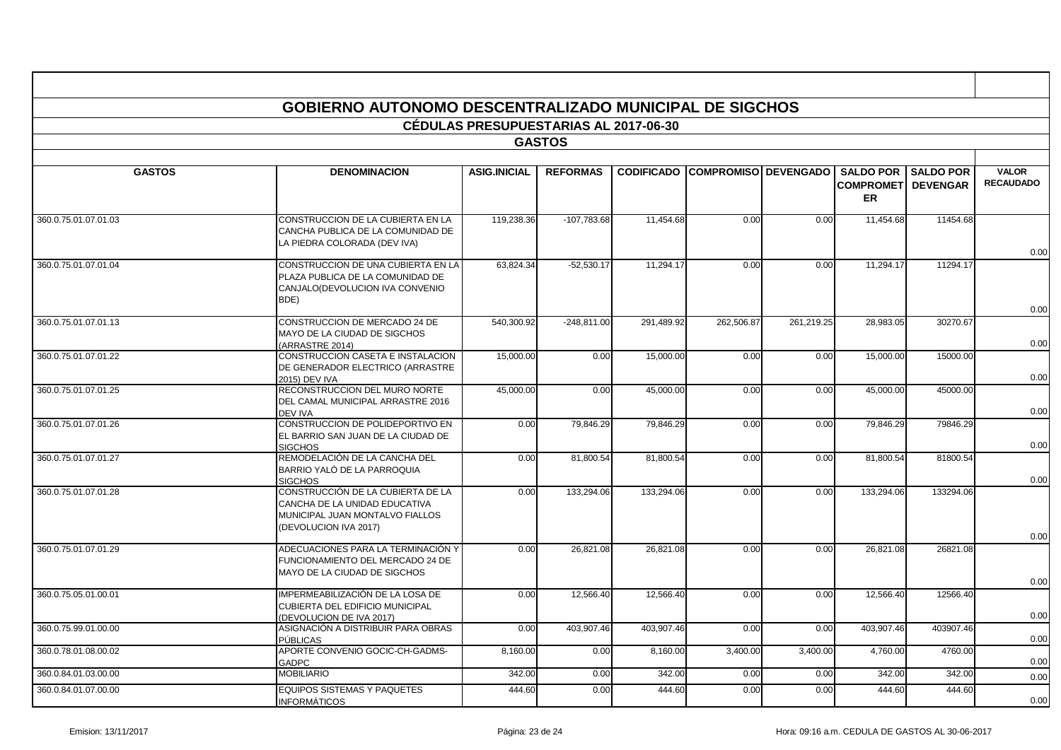# GOBIERNO AUTONOMO DESCENTRALIZADO MUNICIPAL DE SIGCHOS

## CÉDULAS PRESUPUESTARIAS AL 2017-06-30

## GASTOS

| GASTOS | DENOMINACION | ASIG.INICIAL | REFORMAS | CODIFICADO | COMPROMISO | DEVENGADO | SALDO POR COMPROMETER | SALDO POR DEVENGAR | VALOR RECAUDADO |
|---|---|---|---|---|---|---|---|---|---|
| 360.0.75.01.07.01.03 | CONSTRUCCION DE LA CUBIERTA EN LA CANCHA PUBLICA DE LA COMUNIDAD DE LA PIEDRA COLORADA (DEV IVA) | 119,238.36 | -107,783.68 | 11,454.68 | 0.00 | 0.00 | 11,454.68 | 11454.68 | 0.00 |
| 360.0.75.01.07.01.04 | CONSTRUCCION DE UNA CUBIERTA EN LA PLAZA PUBLICA DE LA COMUNIDAD DE CANJALO(DEVOLUCION IVA CONVENIO BDE) | 63,824.34 | -52,530.17 | 11,294.17 | 0.00 | 0.00 | 11,294.17 | 11294.17 | 0.00 |
| 360.0.75.01.07.01.13 | CONSTRUCCION DE MERCADO 24 DE MAYO DE LA CIUDAD DE SIGCHOS (ARRASTRE 2014) | 540,300.92 | -248,811.00 | 291,489.92 | 262,506.87 | 261,219.25 | 28,983.05 | 30270.67 | 0.00 |
| 360.0.75.01.07.01.22 | CONSTRUCCION CASETA E INSTALACION DE GENERADOR ELECTRICO (ARRASTRE 2015) DEV IVA | 15,000.00 | 0.00 | 15,000.00 | 0.00 | 0.00 | 15,000.00 | 15000.00 | 0.00 |
| 360.0.75.01.07.01.25 | RECONSTRUCCION DEL MURO NORTE DEL CAMAL MUNICIPAL ARRASTRE 2016 DEV IVA | 45,000.00 | 0.00 | 45,000.00 | 0.00 | 0.00 | 45,000.00 | 45000.00 | 0.00 |
| 360.0.75.01.07.01.26 | CONSTRUCCION DE POLIDEPORTIVO EN EL BARRIO SAN JUAN DE LA CIUDAD DE SIGCHOS | 0.00 | 79,846.29 | 79,846.29 | 0.00 | 0.00 | 79,846.29 | 79846.29 | 0.00 |
| 360.0.75.01.07.01.27 | REMODELACIÓN DE LA CANCHA DEL BARRIO YALÓ DE LA PARROQUIA SIGCHOS | 0.00 | 81,800.54 | 81,800.54 | 0.00 | 0.00 | 81,800.54 | 81800.54 | 0.00 |
| 360.0.75.01.07.01.28 | CONSTRUCCIÓN DE LA CUBIERTA DE LA CANCHA DE LA UNIDAD EDUCATIVA MUNICIPAL JUAN MONTALVO FIALLOS (DEVOLUCION IVA 2017) | 0.00 | 133,294.06 | 133,294.06 | 0.00 | 0.00 | 133,294.06 | 133294.06 | 0.00 |
| 360.0.75.01.07.01.29 | ADECUACIONES PARA LA TERMINACIÓN Y FUNCIONAMIENTO DEL MERCADO 24 DE MAYO DE LA CIUDAD DE SIGCHOS | 0.00 | 26,821.08 | 26,821.08 | 0.00 | 0.00 | 26,821.08 | 26821.08 | 0.00 |
| 360.0.75.05.01.00.01 | IMPERMEABILIZACIÓN DE LA LOSA DE CUBIERTA DEL EDIFICIO MUNICIPAL (DEVOLUCION DE IVA 2017) | 0.00 | 12,566.40 | 12,566.40 | 0.00 | 0.00 | 12,566.40 | 12566.40 | 0.00 |
| 360.0.75.99.01.00.00 | ASIGNACIÓN A DISTRIBUIR PARA OBRAS PÚBLICAS | 0.00 | 403,907.46 | 403,907.46 | 0.00 | 0.00 | 403,907.46 | 403907.46 | 0.00 |
| 360.0.78.01.08.00.02 | APORTE CONVENIO GOCIC-CH-GADMS-GADPC | 8,160.00 | 0.00 | 8,160.00 | 3,400.00 | 3,400.00 | 4,760.00 | 4760.00 | 0.00 |
| 360.0.84.01.03.00.00 | MOBILIARIO | 342.00 | 0.00 | 342.00 | 0.00 | 0.00 | 342.00 | 342.00 | 0.00 |
| 360.0.84.01.07.00.00 | EQUIPOS SISTEMAS Y PAQUETES INFORMÁTICOS | 444.60 | 0.00 | 444.60 | 0.00 | 0.00 | 444.60 | 444.60 | 0.00 |

Emision: 13/11/2017 — Hora: 09:16 a.m. CEDULA DE GASTOS AL 30-06-2017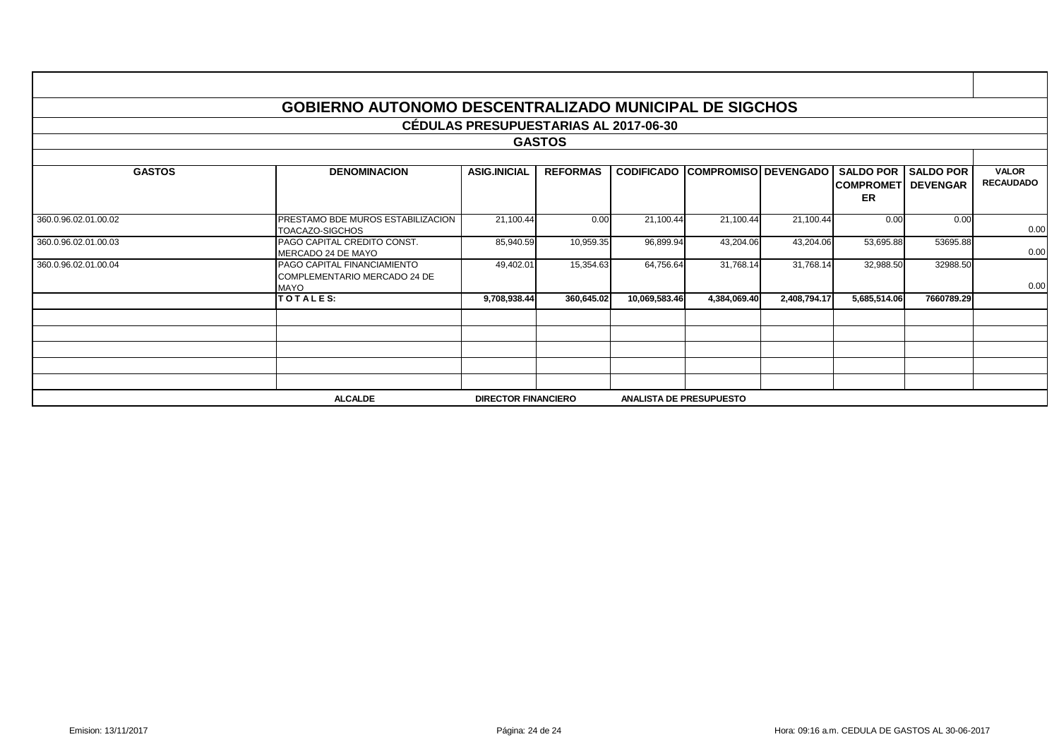# GOBIERNO AUTONOMO DESCENTRALIZADO MUNICIPAL DE SIGCHOS

## CÉDULAS PRESUPUESTARIAS AL 2017-06-30

### GASTOS

| GASTOS | DENOMINACION | ASIG.INICIAL | REFORMAS | CODIFICADO | COMPROMISO | DEVENGADO | SALDO POR COMPROMETER | SALDO POR DEVENGAR | VALOR RECAUDADO |
|---|---|---|---|---|---|---|---|---|---|
| 360.0.96.02.01.00.02 | PRESTAMO BDE MUROS ESTABILIZACION TOACAZO-SIGCHOS | 21,100.44 | 0.00 | 21,100.44 | 21,100.44 | 21,100.44 | 0.00 | 0.00 | 0.00 |
| 360.0.96.02.01.00.03 | PAGO CAPITAL CREDITO CONST. MERCADO 24 DE MAYO | 85,940.59 | 10,959.35 | 96,899.94 | 43,204.06 | 43,204.06 | 53,695.88 | 53695.88 | 0.00 |
| 360.0.96.02.01.00.04 | PAGO CAPITAL FINANCIAMIENTO COMPLEMENTARIO MERCADO 24 DE MAYO | 49,402.01 | 15,354.63 | 64,756.64 | 31,768.14 | 31,768.14 | 32,988.50 | 32988.50 | 0.00 |
| | **T O T A L E S:** | **9,708,938.44** | **360,645.02** | **10,069,583.46** | **4,384,069.40** | **2,408,794.17** | **5,685,514.06** | **7660789.29** | |

**ALCALDE** **DIRECTOR FINANCIERO** **ANALISTA DE PRESUPUESTO**

Emision: 13/11/2017 Hora: 09:16 a.m. CEDULA DE GASTOS AL 30-06-2017